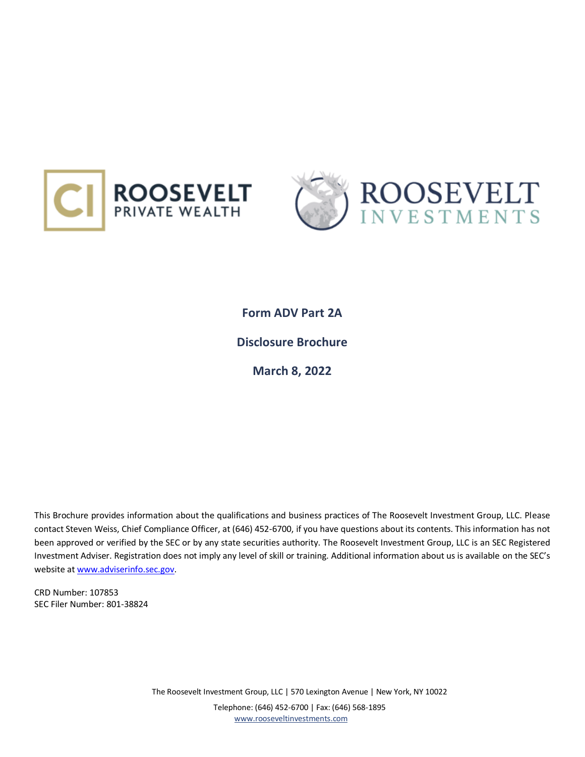CI ROOSEVELT PRIVATE WEALTH

ROOSEVELT INVESTMENTS

# Form ADV Part 2A

## Disclosure Brochure

## March 8, 2022

This Brochure provides information about the qualifications and business practices of The Roosevelt Investment Group, LLC. Please contact Steven Weiss, Chief Compliance Officer, at (646) 452-6700, if you have questions about its contents. This information has not been approved or verified by the SEC or by any state securities authority. The Roosevelt Investment Group, LLC is an SEC Registered Investment Adviser. Registration does not imply any level of skill or training. Additional information about us is available on the SEC's website at www.adviserinfo.sec.gov.

CRD Number: 107853
SEC Filer Number: 801-38824

The Roosevelt Investment Group, LLC | 570 Lexington Avenue | New York, NY 10022

Telephone: (646) 452-6700 | Fax: (646) 568-1895
www.rooseveltinvestments.com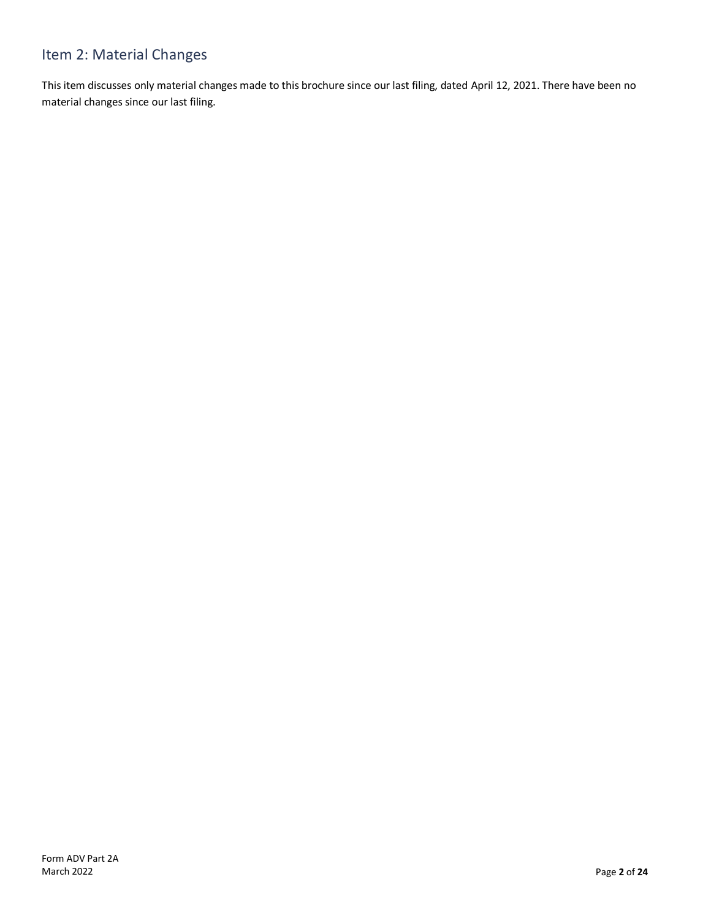## Item 2: Material Changes

This item discusses only material changes made to this brochure since our last filing, dated April 12, 2021. There have been no material changes since our last filing.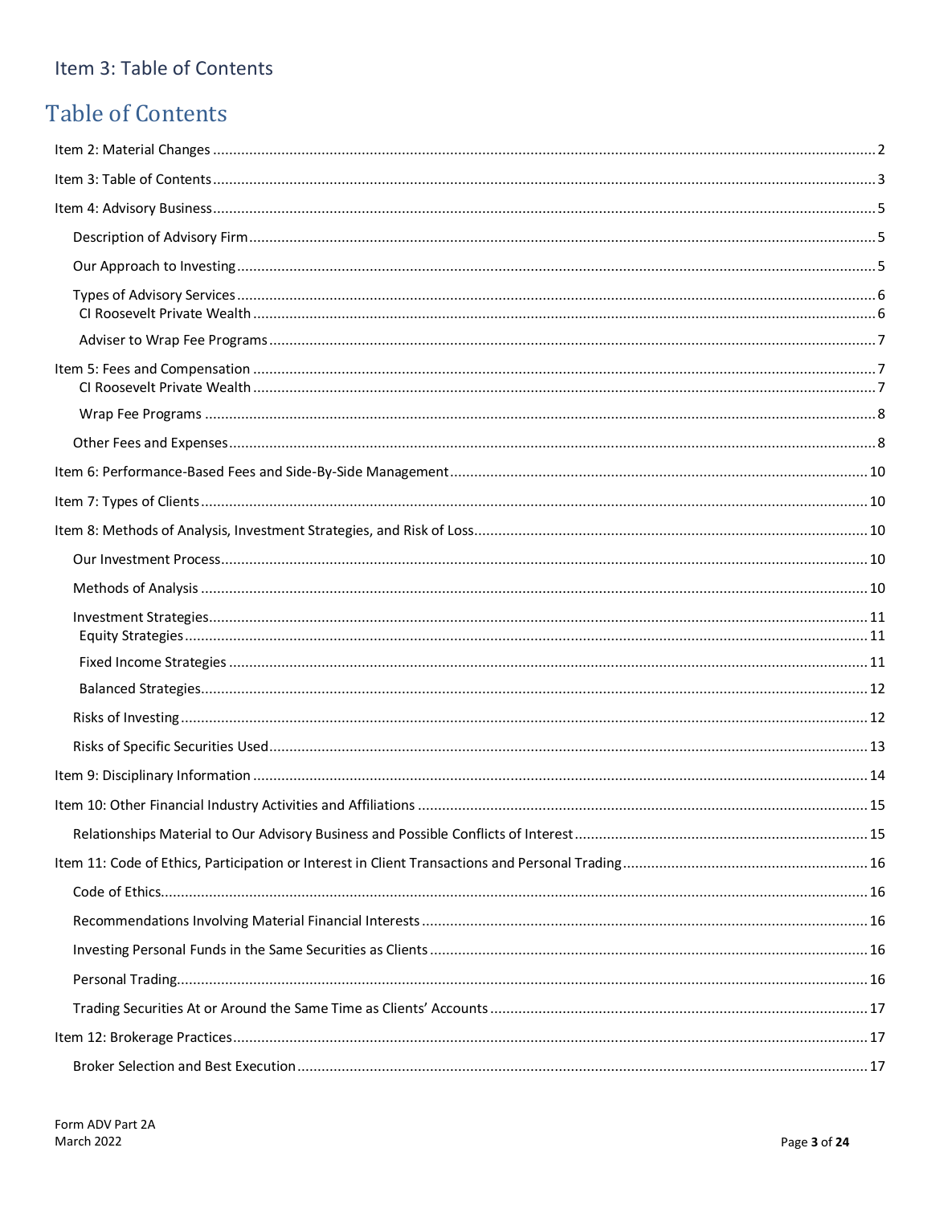## Item 3: Table of Contents

# Table of Contents

Item 2: Material Changes .......... 2

Item 3: Table of Contents .......... 3

Item 4: Advisory Business .......... 5

- Description of Advisory Firm .......... 5
- Our Approach to Investing .......... 5
- Types of Advisory Services .......... 6
  - CI Roosevelt Private Wealth .......... 6
  - Adviser to Wrap Fee Programs .......... 7

Item 5: Fees and Compensation .......... 7

- CI Roosevelt Private Wealth .......... 7
- Wrap Fee Programs .......... 8
- Other Fees and Expenses .......... 8

Item 6: Performance-Based Fees and Side-By-Side Management .......... 10

Item 7: Types of Clients .......... 10

Item 8: Methods of Analysis, Investment Strategies, and Risk of Loss .......... 10

- Our Investment Process .......... 10
- Methods of Analysis .......... 10
- Investment Strategies .......... 11
  - Equity Strategies .......... 11
  - Fixed Income Strategies .......... 11
  - Balanced Strategies .......... 12
- Risks of Investing .......... 12
- Risks of Specific Securities Used .......... 13

Item 9: Disciplinary Information .......... 14

Item 10: Other Financial Industry Activities and Affiliations .......... 15

- Relationships Material to Our Advisory Business and Possible Conflicts of Interest .......... 15

Item 11: Code of Ethics, Participation or Interest in Client Transactions and Personal Trading .......... 16

- Code of Ethics .......... 16
- Recommendations Involving Material Financial Interests .......... 16
- Investing Personal Funds in the Same Securities as Clients .......... 16
- Personal Trading .......... 16
- Trading Securities At or Around the Same Time as Clients' Accounts .......... 17

Item 12: Brokerage Practices .......... 17

- Broker Selection and Best Execution .......... 17

Form ADV Part 2A
March 2022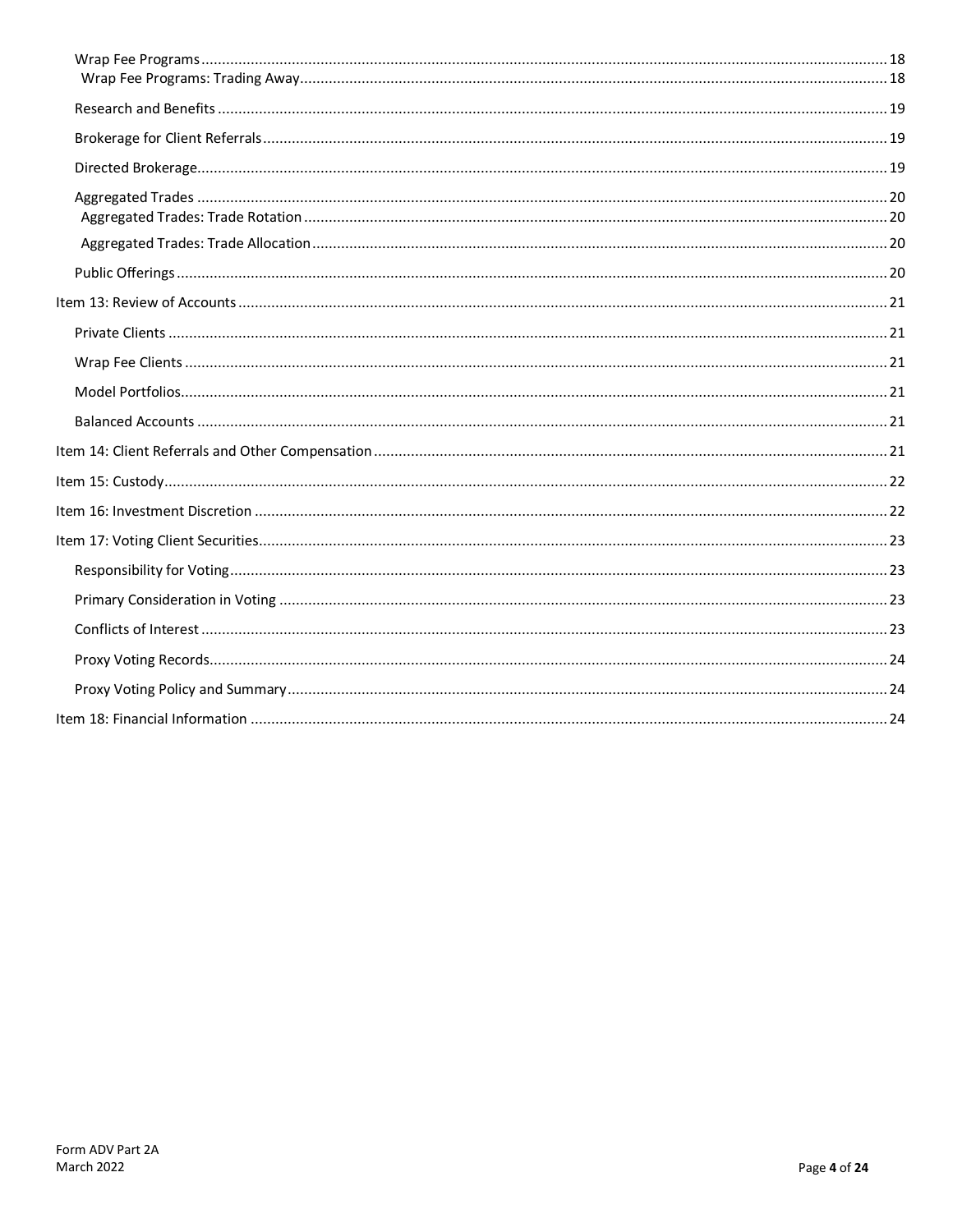Wrap Fee Programs ........................................................................................................................ 18
  Wrap Fee Programs: Trading Away ........................................................................................... 18

Research and Benefits ........................................................................................................................ 19

Brokerage for Client Referrals ........................................................................................................... 19

Directed Brokerage ............................................................................................................................. 19

Aggregated Trades .............................................................................................................................. 20
  Aggregated Trades: Trade Rotation .............................................................................................. 20

  Aggregated Trades: Trade Allocation ............................................................................................ 20

Public Offerings ................................................................................................................................... 20

Item 13: Review of Accounts ................................................................................................................. 21

Private Clients ..................................................................................................................................... 21

Wrap Fee Clients ................................................................................................................................. 21

Model Portfolios .................................................................................................................................. 21

Balanced Accounts .............................................................................................................................. 21

Item 14: Client Referrals and Other Compensation ................................................................................ 21

Item 15: Custody ..................................................................................................................................... 22

Item 16: Investment Discretion ............................................................................................................... 22

Item 17: Voting Client Securities ............................................................................................................. 23

Responsibility for Voting ..................................................................................................................... 23

Primary Consideration in Voting ......................................................................................................... 23

Conflicts of Interest ............................................................................................................................. 23

Proxy Voting Records ........................................................................................................................... 24

Proxy Voting Policy and Summary ....................................................................................................... 24

Item 18: Financial Information ................................................................................................................ 24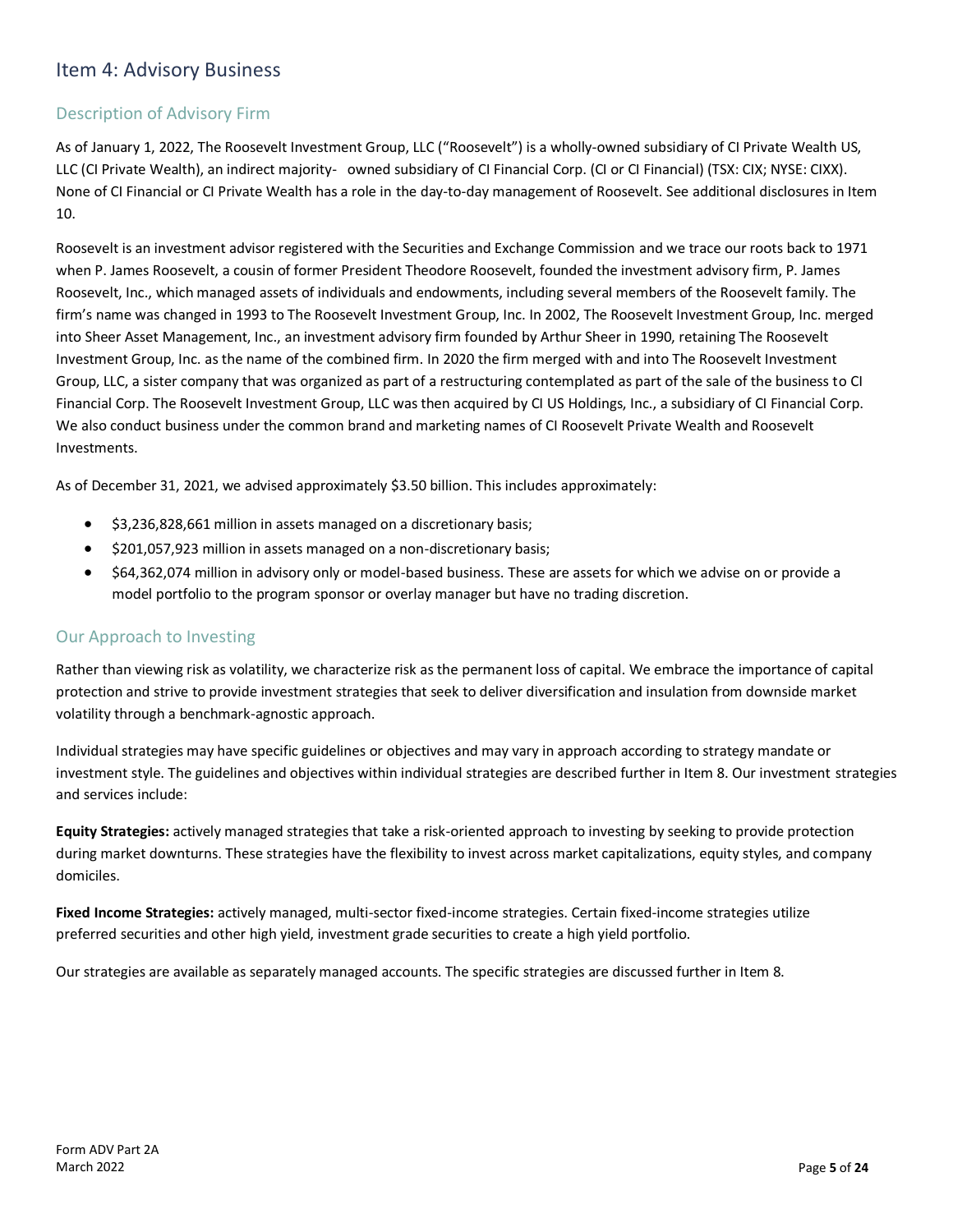# Item 4: Advisory Business

## Description of Advisory Firm

As of January 1, 2022, The Roosevelt Investment Group, LLC ("Roosevelt") is a wholly-owned subsidiary of CI Private Wealth US, LLC (CI Private Wealth), an indirect majority- owned subsidiary of CI Financial Corp. (CI or CI Financial) (TSX: CIX; NYSE: CIXX). None of CI Financial or CI Private Wealth has a role in the day-to-day management of Roosevelt. See additional disclosures in Item 10.

Roosevelt is an investment advisor registered with the Securities and Exchange Commission and we trace our roots back to 1971 when P. James Roosevelt, a cousin of former President Theodore Roosevelt, founded the investment advisory firm, P. James Roosevelt, Inc., which managed assets of individuals and endowments, including several members of the Roosevelt family. The firm's name was changed in 1993 to The Roosevelt Investment Group, Inc. In 2002, The Roosevelt Investment Group, Inc. merged into Sheer Asset Management, Inc., an investment advisory firm founded by Arthur Sheer in 1990, retaining The Roosevelt Investment Group, Inc. as the name of the combined firm. In 2020 the firm merged with and into The Roosevelt Investment Group, LLC, a sister company that was organized as part of a restructuring contemplated as part of the sale of the business to CI Financial Corp. The Roosevelt Investment Group, LLC was then acquired by CI US Holdings, Inc., a subsidiary of CI Financial Corp. We also conduct business under the common brand and marketing names of CI Roosevelt Private Wealth and Roosevelt Investments.

As of December 31, 2021, we advised approximately $3.50 billion. This includes approximately:

- $3,236,828,661 million in assets managed on a discretionary basis;
- $201,057,923 million in assets managed on a non-discretionary basis;
- $64,362,074 million in advisory only or model-based business. These are assets for which we advise on or provide a model portfolio to the program sponsor or overlay manager but have no trading discretion.

## Our Approach to Investing

Rather than viewing risk as volatility, we characterize risk as the permanent loss of capital. We embrace the importance of capital protection and strive to provide investment strategies that seek to deliver diversification and insulation from downside market volatility through a benchmark-agnostic approach.

Individual strategies may have specific guidelines or objectives and may vary in approach according to strategy mandate or investment style. The guidelines and objectives within individual strategies are described further in Item 8. Our investment strategies and services include:

**Equity Strategies:** actively managed strategies that take a risk-oriented approach to investing by seeking to provide protection during market downturns. These strategies have the flexibility to invest across market capitalizations, equity styles, and company domiciles.

**Fixed Income Strategies:** actively managed, multi-sector fixed-income strategies. Certain fixed-income strategies utilize preferred securities and other high yield, investment grade securities to create a high yield portfolio.

Our strategies are available as separately managed accounts. The specific strategies are discussed further in Item 8.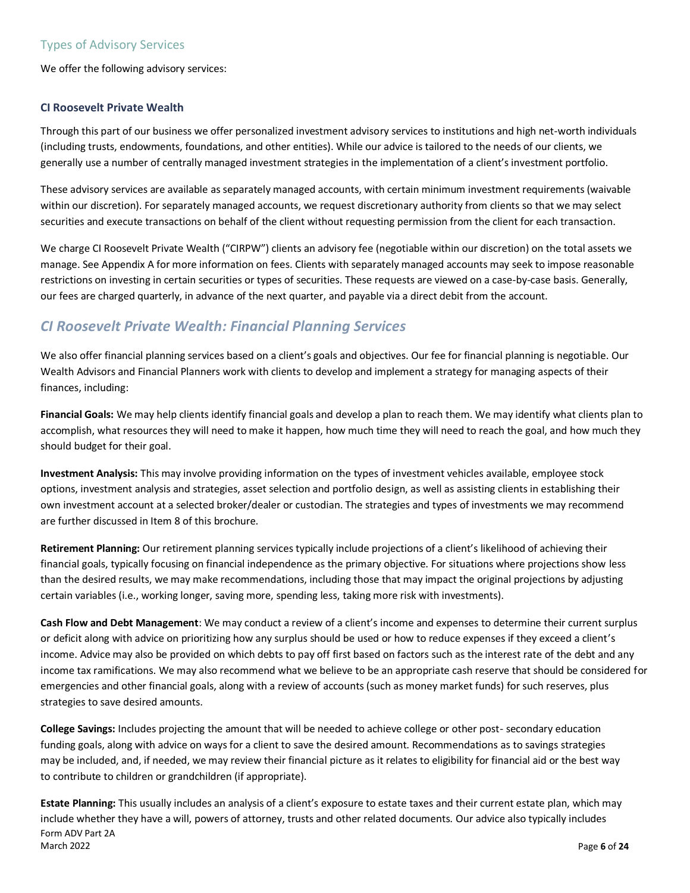## Types of Advisory Services

We offer the following advisory services:

### CI Roosevelt Private Wealth

Through this part of our business we offer personalized investment advisory services to institutions and high net-worth individuals (including trusts, endowments, foundations, and other entities). While our advice is tailored to the needs of our clients, we generally use a number of centrally managed investment strategies in the implementation of a client's investment portfolio.

These advisory services are available as separately managed accounts, with certain minimum investment requirements (waivable within our discretion). For separately managed accounts, we request discretionary authority from clients so that we may select securities and execute transactions on behalf of the client without requesting permission from the client for each transaction.

We charge CI Roosevelt Private Wealth ("CIRPW") clients an advisory fee (negotiable within our discretion) on the total assets we manage. See Appendix A for more information on fees. Clients with separately managed accounts may seek to impose reasonable restrictions on investing in certain securities or types of securities. These requests are viewed on a case-by-case basis. Generally, our fees are charged quarterly, in advance of the next quarter, and payable via a direct debit from the account.

## *CI Roosevelt Private Wealth: Financial Planning Services*

We also offer financial planning services based on a client's goals and objectives. Our fee for financial planning is negotiable. Our Wealth Advisors and Financial Planners work with clients to develop and implement a strategy for managing aspects of their finances, including:

**Financial Goals:** We may help clients identify financial goals and develop a plan to reach them. We may identify what clients plan to accomplish, what resources they will need to make it happen, how much time they will need to reach the goal, and how much they should budget for their goal.

**Investment Analysis:** This may involve providing information on the types of investment vehicles available, employee stock options, investment analysis and strategies, asset selection and portfolio design, as well as assisting clients in establishing their own investment account at a selected broker/dealer or custodian. The strategies and types of investments we may recommend are further discussed in Item 8 of this brochure.

**Retirement Planning:** Our retirement planning services typically include projections of a client's likelihood of achieving their financial goals, typically focusing on financial independence as the primary objective. For situations where projections show less than the desired results, we may make recommendations, including those that may impact the original projections by adjusting certain variables (i.e., working longer, saving more, spending less, taking more risk with investments).

**Cash Flow and Debt Management**: We may conduct a review of a client's income and expenses to determine their current surplus or deficit along with advice on prioritizing how any surplus should be used or how to reduce expenses if they exceed a client's income. Advice may also be provided on which debts to pay off first based on factors such as the interest rate of the debt and any income tax ramifications. We may also recommend what we believe to be an appropriate cash reserve that should be considered for emergencies and other financial goals, along with a review of accounts (such as money market funds) for such reserves, plus strategies to save desired amounts.

**College Savings:** Includes projecting the amount that will be needed to achieve college or other post- secondary education funding goals, along with advice on ways for a client to save the desired amount. Recommendations as to savings strategies may be included, and, if needed, we may review their financial picture as it relates to eligibility for financial aid or the best way to contribute to children or grandchildren (if appropriate).

**Estate Planning:** This usually includes an analysis of a client's exposure to estate taxes and their current estate plan, which may include whether they have a will, powers of attorney, trusts and other related documents. Our advice also typically includes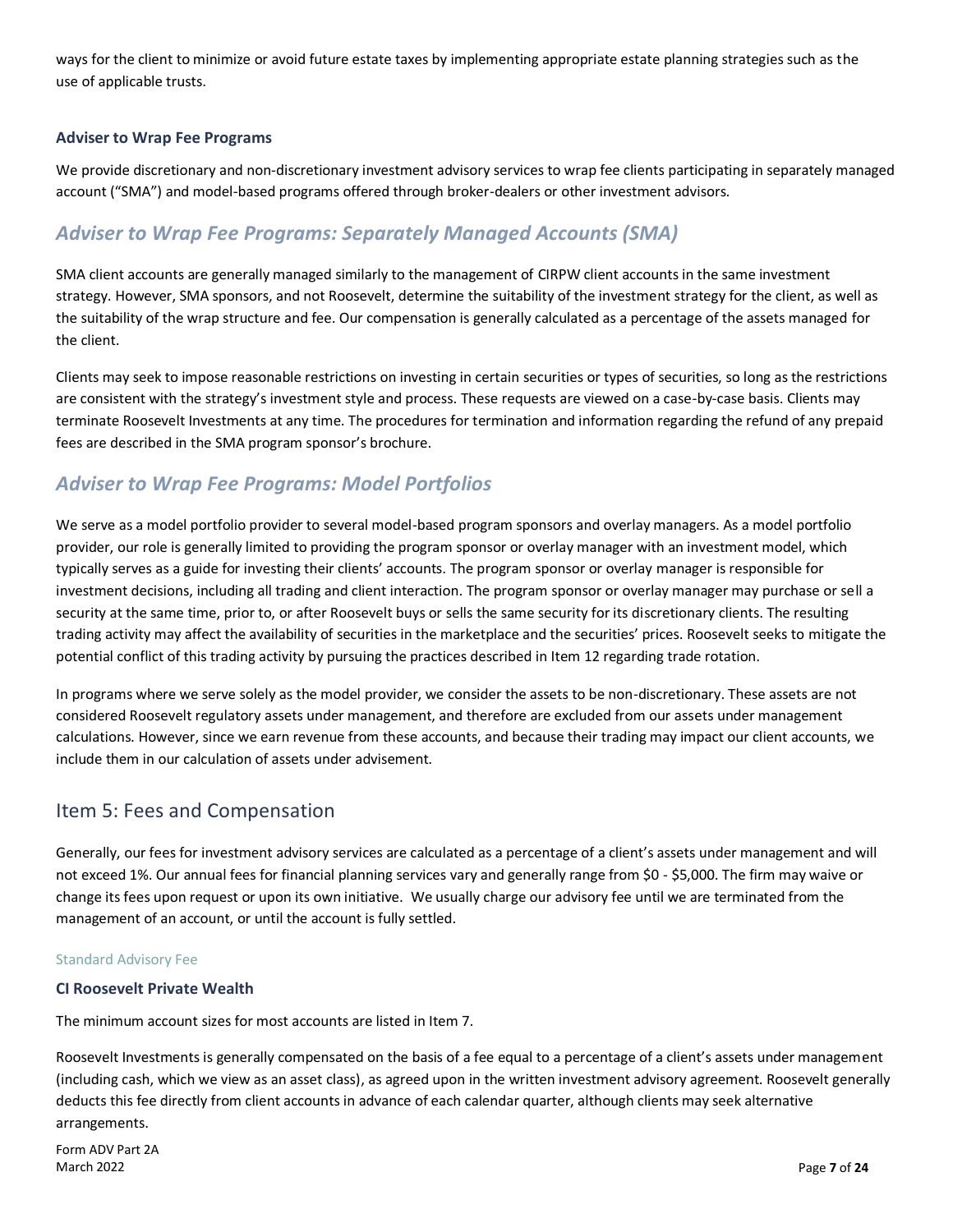ways for the client to minimize or avoid future estate taxes by implementing appropriate estate planning strategies such as the use of applicable trusts.

**Adviser to Wrap Fee Programs**

We provide discretionary and non-discretionary investment advisory services to wrap fee clients participating in separately managed account ("SMA") and model-based programs offered through broker-dealers or other investment advisors.

## *Adviser to Wrap Fee Programs: Separately Managed Accounts (SMA)*

SMA client accounts are generally managed similarly to the management of CIRPW client accounts in the same investment strategy. However, SMA sponsors, and not Roosevelt, determine the suitability of the investment strategy for the client, as well as the suitability of the wrap structure and fee. Our compensation is generally calculated as a percentage of the assets managed for the client.

Clients may seek to impose reasonable restrictions on investing in certain securities or types of securities, so long as the restrictions are consistent with the strategy's investment style and process. These requests are viewed on a case-by-case basis. Clients may terminate Roosevelt Investments at any time. The procedures for termination and information regarding the refund of any prepaid fees are described in the SMA program sponsor's brochure.

## *Adviser to Wrap Fee Programs: Model Portfolios*

We serve as a model portfolio provider to several model-based program sponsors and overlay managers. As a model portfolio provider, our role is generally limited to providing the program sponsor or overlay manager with an investment model, which typically serves as a guide for investing their clients' accounts. The program sponsor or overlay manager is responsible for investment decisions, including all trading and client interaction. The program sponsor or overlay manager may purchase or sell a security at the same time, prior to, or after Roosevelt buys or sells the same security for its discretionary clients. The resulting trading activity may affect the availability of securities in the marketplace and the securities' prices. Roosevelt seeks to mitigate the potential conflict of this trading activity by pursuing the practices described in Item 12 regarding trade rotation.

In programs where we serve solely as the model provider, we consider the assets to be non-discretionary. These assets are not considered Roosevelt regulatory assets under management, and therefore are excluded from our assets under management calculations. However, since we earn revenue from these accounts, and because their trading may impact our client accounts, we include them in our calculation of assets under advisement.

## Item 5: Fees and Compensation

Generally, our fees for investment advisory services are calculated as a percentage of a client's assets under management and will not exceed 1%. Our annual fees for financial planning services vary and generally range from $0 - $5,000. The firm may waive or change its fees upon request or upon its own initiative. We usually charge our advisory fee until we are terminated from the management of an account, or until the account is fully settled.

Standard Advisory Fee

**CI Roosevelt Private Wealth**

The minimum account sizes for most accounts are listed in Item 7.

Roosevelt Investments is generally compensated on the basis of a fee equal to a percentage of a client's assets under management (including cash, which we view as an asset class), as agreed upon in the written investment advisory agreement. Roosevelt generally deducts this fee directly from client accounts in advance of each calendar quarter, although clients may seek alternative arrangements.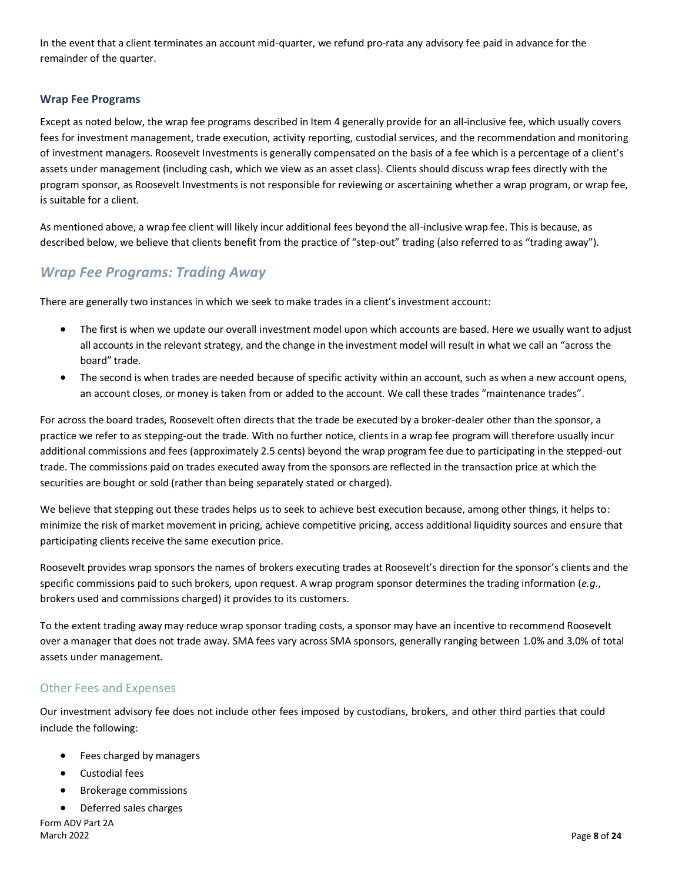In the event that a client terminates an account mid-quarter, we refund pro-rata any advisory fee paid in advance for the remainder of the quarter.

### Wrap Fee Programs

Except as noted below, the wrap fee programs described in Item 4 generally provide for an all-inclusive fee, which usually covers fees for investment management, trade execution, activity reporting, custodial services, and the recommendation and monitoring of investment managers. Roosevelt Investments is generally compensated on the basis of a fee which is a percentage of a client's assets under management (including cash, which we view as an asset class). Clients should discuss wrap fees directly with the program sponsor, as Roosevelt Investments is not responsible for reviewing or ascertaining whether a wrap program, or wrap fee, is suitable for a client.

As mentioned above, a wrap fee client will likely incur additional fees beyond the all-inclusive wrap fee. This is because, as described below, we believe that clients benefit from the practice of "step-out" trading (also referred to as "trading away").

## *Wrap Fee Programs: Trading Away*

There are generally two instances in which we seek to make trades in a client's investment account:

- The first is when we update our overall investment model upon which accounts are based. Here we usually want to adjust all accounts in the relevant strategy, and the change in the investment model will result in what we call an "across the board" trade.
- The second is when trades are needed because of specific activity within an account, such as when a new account opens, an account closes, or money is taken from or added to the account. We call these trades "maintenance trades".

For across the board trades, Roosevelt often directs that the trade be executed by a broker-dealer other than the sponsor, a practice we refer to as stepping-out the trade. With no further notice, clients in a wrap fee program will therefore usually incur additional commissions and fees (approximately 2.5 cents) beyond the wrap program fee due to participating in the stepped-out trade. The commissions paid on trades executed away from the sponsors are reflected in the transaction price at which the securities are bought or sold (rather than being separately stated or charged).

We believe that stepping out these trades helps us to seek to achieve best execution because, among other things, it helps to: minimize the risk of market movement in pricing, achieve competitive pricing, access additional liquidity sources and ensure that participating clients receive the same execution price.

Roosevelt provides wrap sponsors the names of brokers executing trades at Roosevelt's direction for the sponsor's clients and the specific commissions paid to such brokers, upon request. A wrap program sponsor determines the trading information (*e.g.*, brokers used and commissions charged) it provides to its customers.

To the extent trading away may reduce wrap sponsor trading costs, a sponsor may have an incentive to recommend Roosevelt over a manager that does not trade away. SMA fees vary across SMA sponsors, generally ranging between 1.0% and 3.0% of total assets under management.

### Other Fees and Expenses

Our investment advisory fee does not include other fees imposed by custodians, brokers, and other third parties that could include the following:

- Fees charged by managers
- Custodial fees
- Brokerage commissions
- Deferred sales charges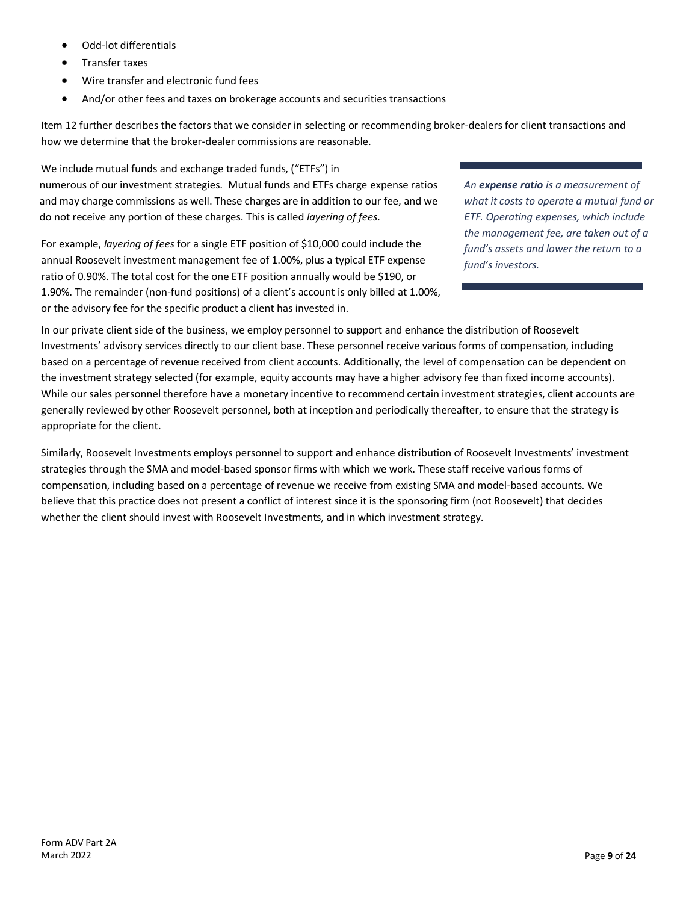- Odd-lot differentials
- Transfer taxes
- Wire transfer and electronic fund fees
- And/or other fees and taxes on brokerage accounts and securities transactions

Item 12 further describes the factors that we consider in selecting or recommending broker-dealers for client transactions and how we determine that the broker-dealer commissions are reasonable.

We include mutual funds and exchange traded funds, ("ETFs") in numerous of our investment strategies. Mutual funds and ETFs charge expense ratios and may charge commissions as well. These charges are in addition to our fee, and we do not receive any portion of these charges. This is called *layering of fees*.

*An **expense ratio** is a measurement of what it costs to operate a mutual fund or ETF. Operating expenses, which include the management fee, are taken out of a fund's assets and lower the return to a fund's investors.*

For example, *layering of fees* for a single ETF position of $10,000 could include the annual Roosevelt investment management fee of 1.00%, plus a typical ETF expense ratio of 0.90%. The total cost for the one ETF position annually would be $190, or 1.90%. The remainder (non-fund positions) of a client's account is only billed at 1.00%, or the advisory fee for the specific product a client has invested in.

In our private client side of the business, we employ personnel to support and enhance the distribution of Roosevelt Investments' advisory services directly to our client base. These personnel receive various forms of compensation, including based on a percentage of revenue received from client accounts. Additionally, the level of compensation can be dependent on the investment strategy selected (for example, equity accounts may have a higher advisory fee than fixed income accounts). While our sales personnel therefore have a monetary incentive to recommend certain investment strategies, client accounts are generally reviewed by other Roosevelt personnel, both at inception and periodically thereafter, to ensure that the strategy is appropriate for the client.

Similarly, Roosevelt Investments employs personnel to support and enhance distribution of Roosevelt Investments' investment strategies through the SMA and model-based sponsor firms with which we work. These staff receive various forms of compensation, including based on a percentage of revenue we receive from existing SMA and model-based accounts. We believe that this practice does not present a conflict of interest since it is the sponsoring firm (not Roosevelt) that decides whether the client should invest with Roosevelt Investments, and in which investment strategy.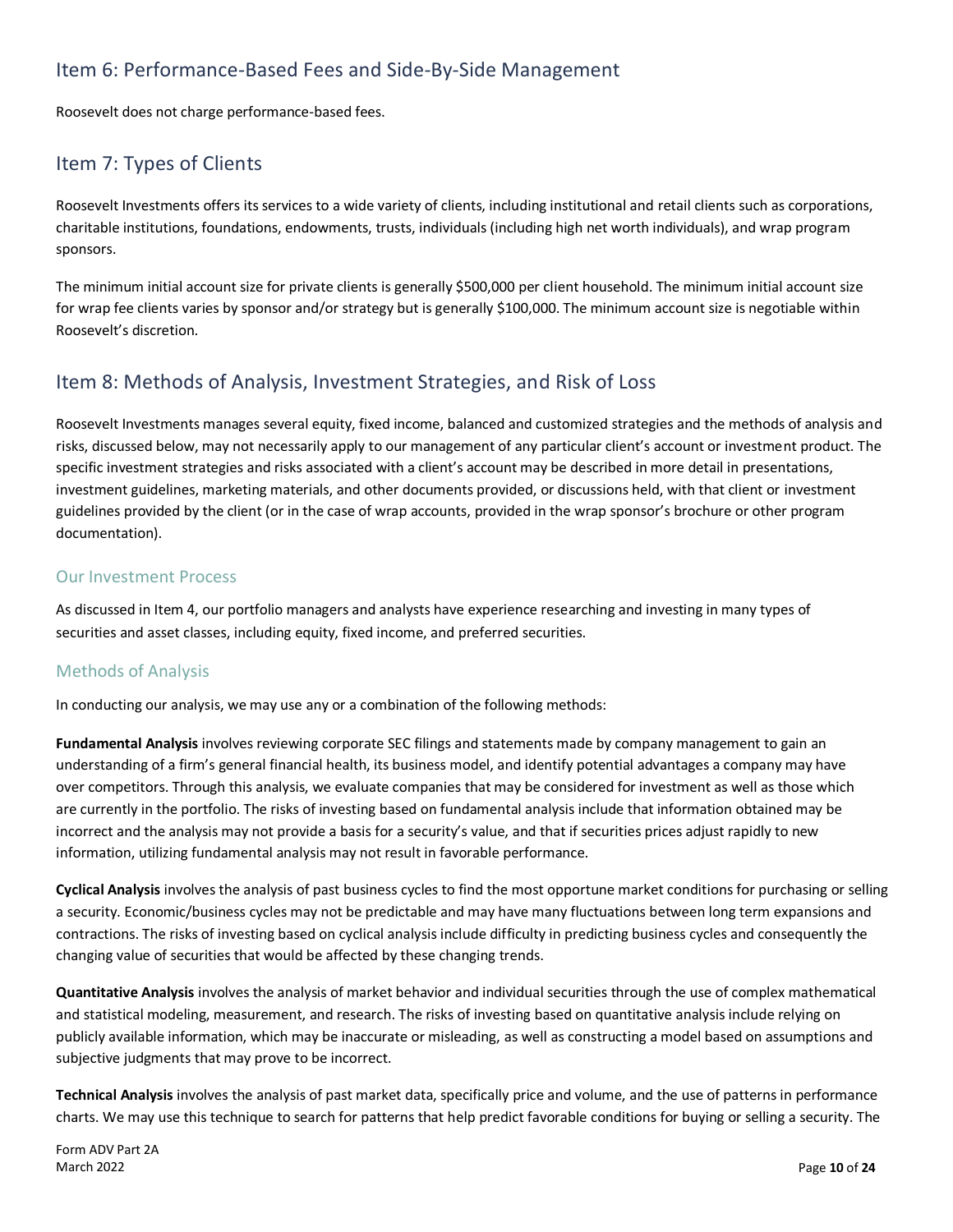## Item 6: Performance-Based Fees and Side-By-Side Management

Roosevelt does not charge performance-based fees.

## Item 7: Types of Clients

Roosevelt Investments offers its services to a wide variety of clients, including institutional and retail clients such as corporations, charitable institutions, foundations, endowments, trusts, individuals (including high net worth individuals), and wrap program sponsors.

The minimum initial account size for private clients is generally $500,000 per client household. The minimum initial account size for wrap fee clients varies by sponsor and/or strategy but is generally $100,000. The minimum account size is negotiable within Roosevelt's discretion.

## Item 8: Methods of Analysis, Investment Strategies, and Risk of Loss

Roosevelt Investments manages several equity, fixed income, balanced and customized strategies and the methods of analysis and risks, discussed below, may not necessarily apply to our management of any particular client's account or investment product. The specific investment strategies and risks associated with a client's account may be described in more detail in presentations, investment guidelines, marketing materials, and other documents provided, or discussions held, with that client or investment guidelines provided by the client (or in the case of wrap accounts, provided in the wrap sponsor's brochure or other program documentation).

### Our Investment Process

As discussed in Item 4, our portfolio managers and analysts have experience researching and investing in many types of securities and asset classes, including equity, fixed income, and preferred securities.

### Methods of Analysis

In conducting our analysis, we may use any or a combination of the following methods:

**Fundamental Analysis** involves reviewing corporate SEC filings and statements made by company management to gain an understanding of a firm's general financial health, its business model, and identify potential advantages a company may have over competitors. Through this analysis, we evaluate companies that may be considered for investment as well as those which are currently in the portfolio. The risks of investing based on fundamental analysis include that information obtained may be incorrect and the analysis may not provide a basis for a security's value, and that if securities prices adjust rapidly to new information, utilizing fundamental analysis may not result in favorable performance.

**Cyclical Analysis** involves the analysis of past business cycles to find the most opportune market conditions for purchasing or selling a security. Economic/business cycles may not be predictable and may have many fluctuations between long term expansions and contractions. The risks of investing based on cyclical analysis include difficulty in predicting business cycles and consequently the changing value of securities that would be affected by these changing trends.

**Quantitative Analysis** involves the analysis of market behavior and individual securities through the use of complex mathematical and statistical modeling, measurement, and research. The risks of investing based on quantitative analysis include relying on publicly available information, which may be inaccurate or misleading, as well as constructing a model based on assumptions and subjective judgments that may prove to be incorrect.

**Technical Analysis** involves the analysis of past market data, specifically price and volume, and the use of patterns in performance charts. We may use this technique to search for patterns that help predict favorable conditions for buying or selling a security. The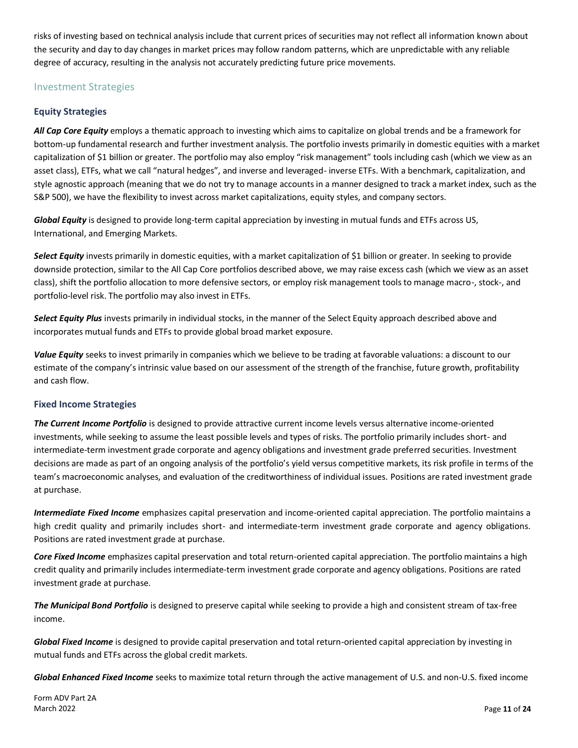risks of investing based on technical analysis include that current prices of securities may not reflect all information known about the security and day to day changes in market prices may follow random patterns, which are unpredictable with any reliable degree of accuracy, resulting in the analysis not accurately predicting future price movements.

## Investment Strategies

### Equity Strategies

***All Cap Core Equity*** employs a thematic approach to investing which aims to capitalize on global trends and be a framework for bottom-up fundamental research and further investment analysis. The portfolio invests primarily in domestic equities with a market capitalization of $1 billion or greater. The portfolio may also employ "risk management" tools including cash (which we view as an asset class), ETFs, what we call "natural hedges", and inverse and leveraged- inverse ETFs. With a benchmark, capitalization, and style agnostic approach (meaning that we do not try to manage accounts in a manner designed to track a market index, such as the S&P 500), we have the flexibility to invest across market capitalizations, equity styles, and company sectors.

***Global Equity*** is designed to provide long-term capital appreciation by investing in mutual funds and ETFs across US, International, and Emerging Markets.

***Select Equity*** invests primarily in domestic equities, with a market capitalization of $1 billion or greater. In seeking to provide downside protection, similar to the All Cap Core portfolios described above, we may raise excess cash (which we view as an asset class), shift the portfolio allocation to more defensive sectors, or employ risk management tools to manage macro-, stock-, and portfolio-level risk. The portfolio may also invest in ETFs.

***Select Equity Plus*** invests primarily in individual stocks, in the manner of the Select Equity approach described above and incorporates mutual funds and ETFs to provide global broad market exposure.

***Value Equity*** seeks to invest primarily in companies which we believe to be trading at favorable valuations: a discount to our estimate of the company's intrinsic value based on our assessment of the strength of the franchise, future growth, profitability and cash flow.

### Fixed Income Strategies

***The Current Income Portfolio*** is designed to provide attractive current income levels versus alternative income-oriented investments, while seeking to assume the least possible levels and types of risks. The portfolio primarily includes short- and intermediate-term investment grade corporate and agency obligations and investment grade preferred securities. Investment decisions are made as part of an ongoing analysis of the portfolio's yield versus competitive markets, its risk profile in terms of the team's macroeconomic analyses, and evaluation of the creditworthiness of individual issues. Positions are rated investment grade at purchase.

***Intermediate Fixed Income*** emphasizes capital preservation and income-oriented capital appreciation. The portfolio maintains a high credit quality and primarily includes short- and intermediate-term investment grade corporate and agency obligations. Positions are rated investment grade at purchase.

***Core Fixed Income*** emphasizes capital preservation and total return-oriented capital appreciation. The portfolio maintains a high credit quality and primarily includes intermediate-term investment grade corporate and agency obligations. Positions are rated investment grade at purchase.

***The Municipal Bond Portfolio*** is designed to preserve capital while seeking to provide a high and consistent stream of tax-free income.

***Global Fixed Income*** is designed to provide capital preservation and total return-oriented capital appreciation by investing in mutual funds and ETFs across the global credit markets.

***Global Enhanced Fixed Income*** seeks to maximize total return through the active management of U.S. and non-U.S. fixed income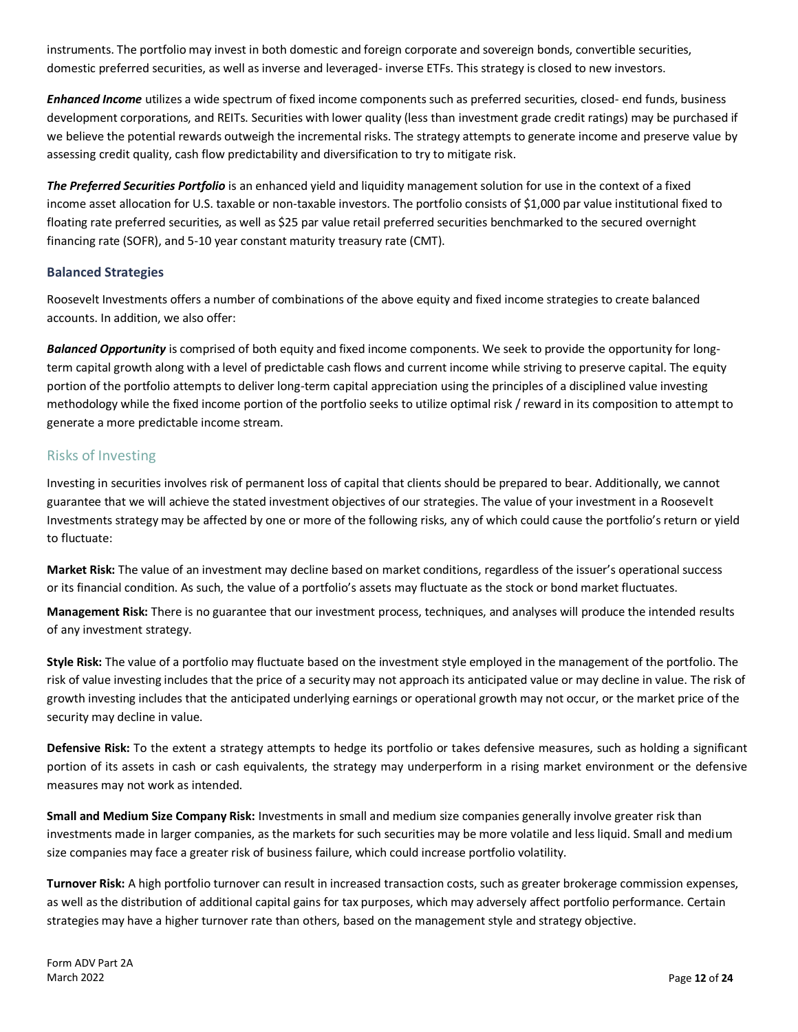instruments. The portfolio may invest in both domestic and foreign corporate and sovereign bonds, convertible securities, domestic preferred securities, as well as inverse and leveraged- inverse ETFs. This strategy is closed to new investors.

***Enhanced Income*** utilizes a wide spectrum of fixed income components such as preferred securities, closed- end funds, business development corporations, and REITs. Securities with lower quality (less than investment grade credit ratings) may be purchased if we believe the potential rewards outweigh the incremental risks. The strategy attempts to generate income and preserve value by assessing credit quality, cash flow predictability and diversification to try to mitigate risk.

***The Preferred Securities Portfolio*** is an enhanced yield and liquidity management solution for use in the context of a fixed income asset allocation for U.S. taxable or non-taxable investors. The portfolio consists of $1,000 par value institutional fixed to floating rate preferred securities, as well as $25 par value retail preferred securities benchmarked to the secured overnight financing rate (SOFR), and 5-10 year constant maturity treasury rate (CMT).

### Balanced Strategies

Roosevelt Investments offers a number of combinations of the above equity and fixed income strategies to create balanced accounts. In addition, we also offer:

***Balanced Opportunity*** is comprised of both equity and fixed income components. We seek to provide the opportunity for long-term capital growth along with a level of predictable cash flows and current income while striving to preserve capital. The equity portion of the portfolio attempts to deliver long-term capital appreciation using the principles of a disciplined value investing methodology while the fixed income portion of the portfolio seeks to utilize optimal risk / reward in its composition to attempt to generate a more predictable income stream.

## Risks of Investing

Investing in securities involves risk of permanent loss of capital that clients should be prepared to bear. Additionally, we cannot guarantee that we will achieve the stated investment objectives of our strategies. The value of your investment in a Roosevelt Investments strategy may be affected by one or more of the following risks, any of which could cause the portfolio's return or yield to fluctuate:

**Market Risk:** The value of an investment may decline based on market conditions, regardless of the issuer's operational success or its financial condition. As such, the value of a portfolio's assets may fluctuate as the stock or bond market fluctuates.

**Management Risk:** There is no guarantee that our investment process, techniques, and analyses will produce the intended results of any investment strategy.

**Style Risk:** The value of a portfolio may fluctuate based on the investment style employed in the management of the portfolio. The risk of value investing includes that the price of a security may not approach its anticipated value or may decline in value. The risk of growth investing includes that the anticipated underlying earnings or operational growth may not occur, or the market price of the security may decline in value.

**Defensive Risk:** To the extent a strategy attempts to hedge its portfolio or takes defensive measures, such as holding a significant portion of its assets in cash or cash equivalents, the strategy may underperform in a rising market environment or the defensive measures may not work as intended.

**Small and Medium Size Company Risk:** Investments in small and medium size companies generally involve greater risk than investments made in larger companies, as the markets for such securities may be more volatile and less liquid. Small and medium size companies may face a greater risk of business failure, which could increase portfolio volatility.

**Turnover Risk:** A high portfolio turnover can result in increased transaction costs, such as greater brokerage commission expenses, as well as the distribution of additional capital gains for tax purposes, which may adversely affect portfolio performance. Certain strategies may have a higher turnover rate than others, based on the management style and strategy objective.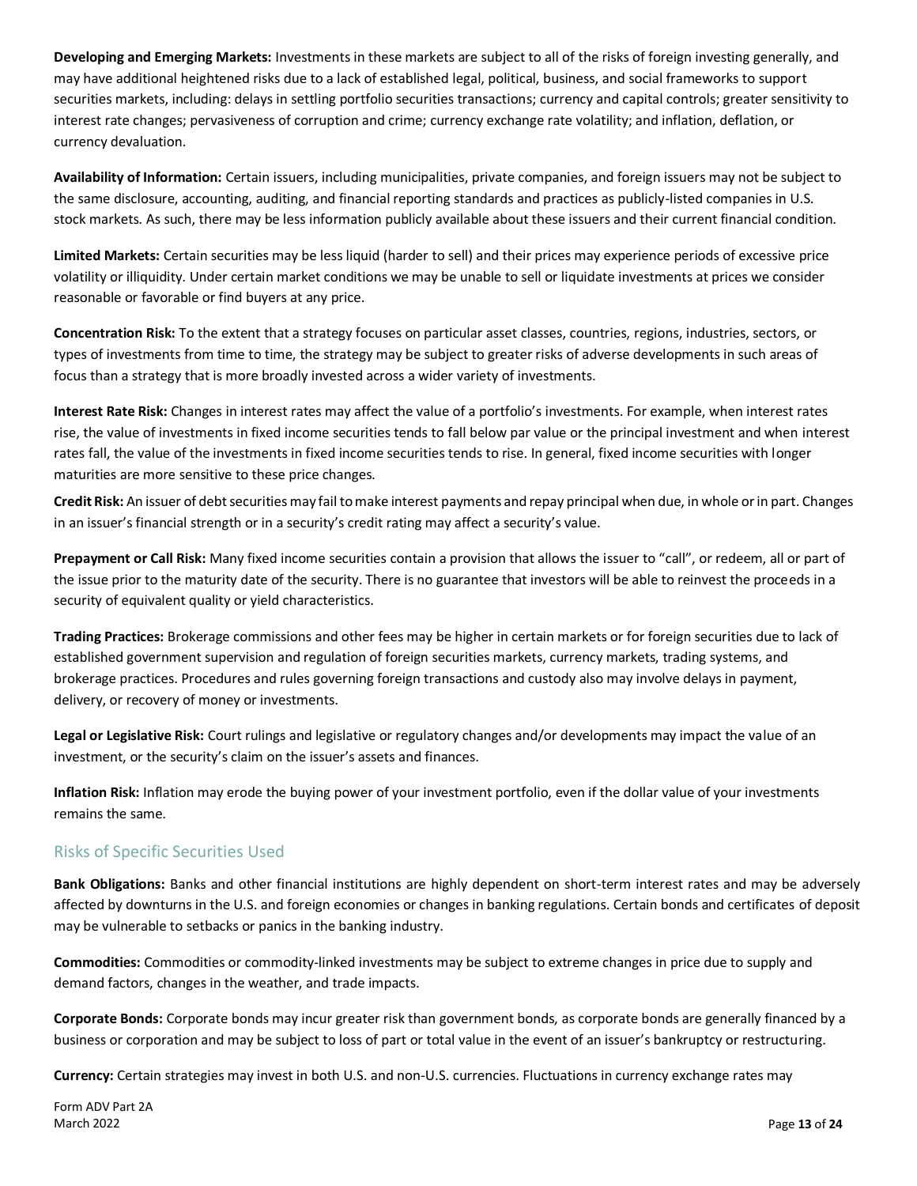**Developing and Emerging Markets:** Investments in these markets are subject to all of the risks of foreign investing generally, and may have additional heightened risks due to a lack of established legal, political, business, and social frameworks to support securities markets, including: delays in settling portfolio securities transactions; currency and capital controls; greater sensitivity to interest rate changes; pervasiveness of corruption and crime; currency exchange rate volatility; and inflation, deflation, or currency devaluation.

**Availability of Information:** Certain issuers, including municipalities, private companies, and foreign issuers may not be subject to the same disclosure, accounting, auditing, and financial reporting standards and practices as publicly-listed companies in U.S. stock markets. As such, there may be less information publicly available about these issuers and their current financial condition.

**Limited Markets:** Certain securities may be less liquid (harder to sell) and their prices may experience periods of excessive price volatility or illiquidity. Under certain market conditions we may be unable to sell or liquidate investments at prices we consider reasonable or favorable or find buyers at any price.

**Concentration Risk:** To the extent that a strategy focuses on particular asset classes, countries, regions, industries, sectors, or types of investments from time to time, the strategy may be subject to greater risks of adverse developments in such areas of focus than a strategy that is more broadly invested across a wider variety of investments.

**Interest Rate Risk:** Changes in interest rates may affect the value of a portfolio's investments. For example, when interest rates rise, the value of investments in fixed income securities tends to fall below par value or the principal investment and when interest rates fall, the value of the investments in fixed income securities tends to rise. In general, fixed income securities with longer maturities are more sensitive to these price changes.

**Credit Risk:** An issuer of debt securities may fail to make interest payments and repay principal when due, in whole or in part. Changes in an issuer's financial strength or in a security's credit rating may affect a security's value.

**Prepayment or Call Risk:** Many fixed income securities contain a provision that allows the issuer to "call", or redeem, all or part of the issue prior to the maturity date of the security. There is no guarantee that investors will be able to reinvest the proceeds in a security of equivalent quality or yield characteristics.

**Trading Practices:** Brokerage commissions and other fees may be higher in certain markets or for foreign securities due to lack of established government supervision and regulation of foreign securities markets, currency markets, trading systems, and brokerage practices. Procedures and rules governing foreign transactions and custody also may involve delays in payment, delivery, or recovery of money or investments.

**Legal or Legislative Risk:** Court rulings and legislative or regulatory changes and/or developments may impact the value of an investment, or the security's claim on the issuer's assets and finances.

**Inflation Risk:** Inflation may erode the buying power of your investment portfolio, even if the dollar value of your investments remains the same.

## Risks of Specific Securities Used

**Bank Obligations:** Banks and other financial institutions are highly dependent on short-term interest rates and may be adversely affected by downturns in the U.S. and foreign economies or changes in banking regulations. Certain bonds and certificates of deposit may be vulnerable to setbacks or panics in the banking industry.

**Commodities:** Commodities or commodity-linked investments may be subject to extreme changes in price due to supply and demand factors, changes in the weather, and trade impacts.

**Corporate Bonds:** Corporate bonds may incur greater risk than government bonds, as corporate bonds are generally financed by a business or corporation and may be subject to loss of part or total value in the event of an issuer's bankruptcy or restructuring.

**Currency:** Certain strategies may invest in both U.S. and non-U.S. currencies. Fluctuations in currency exchange rates may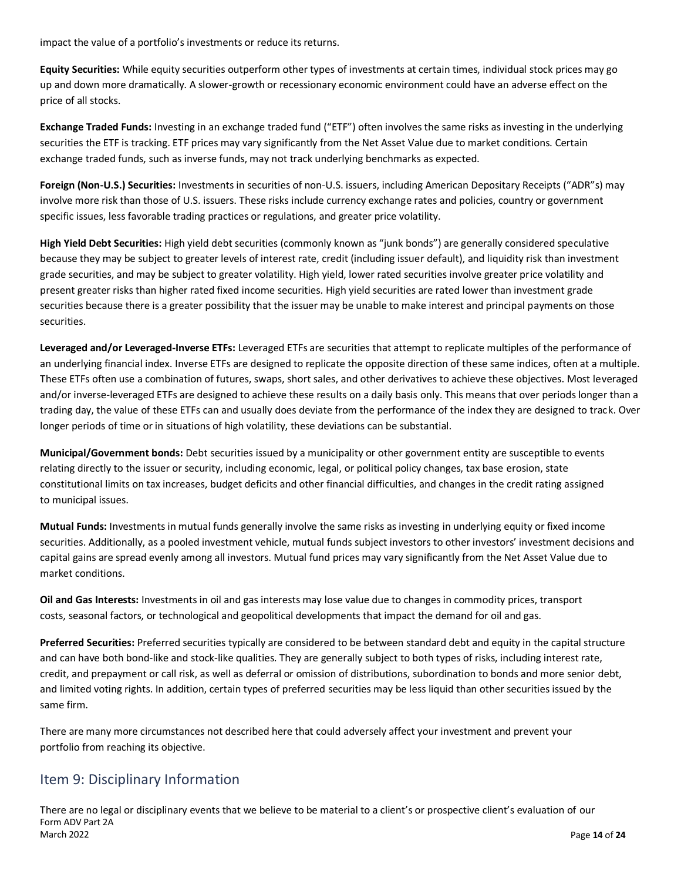impact the value of a portfolio's investments or reduce its returns.

**Equity Securities:** While equity securities outperform other types of investments at certain times, individual stock prices may go up and down more dramatically. A slower-growth or recessionary economic environment could have an adverse effect on the price of all stocks.

**Exchange Traded Funds:** Investing in an exchange traded fund ("ETF") often involves the same risks as investing in the underlying securities the ETF is tracking. ETF prices may vary significantly from the Net Asset Value due to market conditions. Certain exchange traded funds, such as inverse funds, may not track underlying benchmarks as expected.

**Foreign (Non-U.S.) Securities:** Investments in securities of non-U.S. issuers, including American Depositary Receipts ("ADR"s) may involve more risk than those of U.S. issuers. These risks include currency exchange rates and policies, country or government specific issues, less favorable trading practices or regulations, and greater price volatility.

**High Yield Debt Securities:** High yield debt securities (commonly known as "junk bonds") are generally considered speculative because they may be subject to greater levels of interest rate, credit (including issuer default), and liquidity risk than investment grade securities, and may be subject to greater volatility. High yield, lower rated securities involve greater price volatility and present greater risks than higher rated fixed income securities. High yield securities are rated lower than investment grade securities because there is a greater possibility that the issuer may be unable to make interest and principal payments on those securities.

**Leveraged and/or Leveraged-Inverse ETFs:** Leveraged ETFs are securities that attempt to replicate multiples of the performance of an underlying financial index. Inverse ETFs are designed to replicate the opposite direction of these same indices, often at a multiple. These ETFs often use a combination of futures, swaps, short sales, and other derivatives to achieve these objectives. Most leveraged and/or inverse-leveraged ETFs are designed to achieve these results on a daily basis only. This means that over periods longer than a trading day, the value of these ETFs can and usually does deviate from the performance of the index they are designed to track. Over longer periods of time or in situations of high volatility, these deviations can be substantial.

**Municipal/Government bonds:** Debt securities issued by a municipality or other government entity are susceptible to events relating directly to the issuer or security, including economic, legal, or political policy changes, tax base erosion, state constitutional limits on tax increases, budget deficits and other financial difficulties, and changes in the credit rating assigned to municipal issues.

**Mutual Funds:** Investments in mutual funds generally involve the same risks as investing in underlying equity or fixed income securities. Additionally, as a pooled investment vehicle, mutual funds subject investors to other investors' investment decisions and capital gains are spread evenly among all investors. Mutual fund prices may vary significantly from the Net Asset Value due to market conditions.

**Oil and Gas Interests:** Investments in oil and gas interests may lose value due to changes in commodity prices, transport costs, seasonal factors, or technological and geopolitical developments that impact the demand for oil and gas.

**Preferred Securities:** Preferred securities typically are considered to be between standard debt and equity in the capital structure and can have both bond-like and stock-like qualities. They are generally subject to both types of risks, including interest rate, credit, and prepayment or call risk, as well as deferral or omission of distributions, subordination to bonds and more senior debt, and limited voting rights. In addition, certain types of preferred securities may be less liquid than other securities issued by the same firm.

There are many more circumstances not described here that could adversely affect your investment and prevent your portfolio from reaching its objective.

## Item 9: Disciplinary Information

There are no legal or disciplinary events that we believe to be material to a client's or prospective client's evaluation of our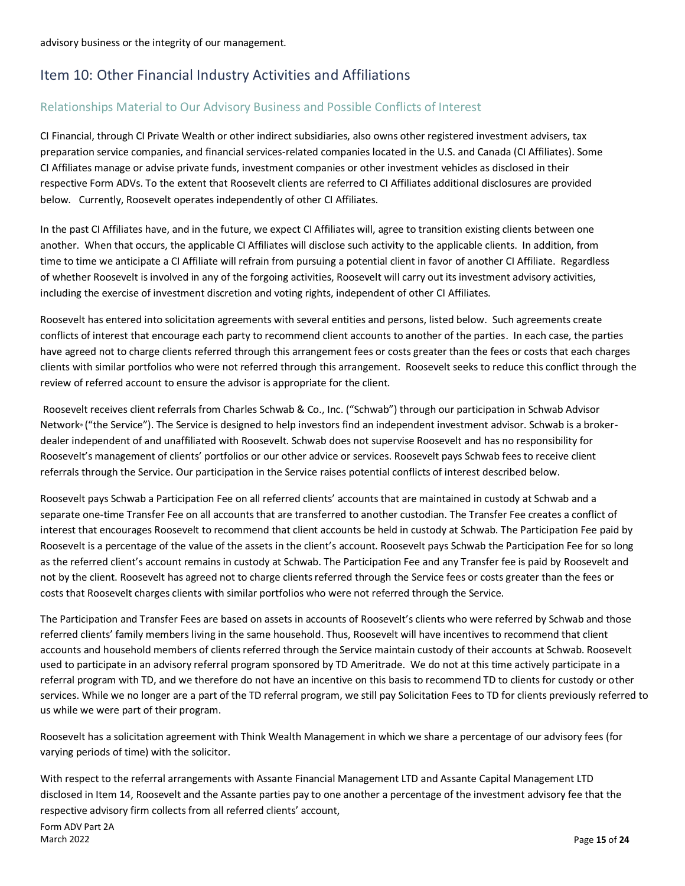advisory business or the integrity of our management.

## Item 10: Other Financial Industry Activities and Affiliations

### Relationships Material to Our Advisory Business and Possible Conflicts of Interest

CI Financial, through CI Private Wealth or other indirect subsidiaries, also owns other registered investment advisers, tax preparation service companies, and financial services-related companies located in the U.S. and Canada (CI Affiliates). Some CI Affiliates manage or advise private funds, investment companies or other investment vehicles as disclosed in their respective Form ADVs. To the extent that Roosevelt clients are referred to CI Affiliates additional disclosures are provided below. Currently, Roosevelt operates independently of other CI Affiliates.

In the past CI Affiliates have, and in the future, we expect CI Affiliates will, agree to transition existing clients between one another. When that occurs, the applicable CI Affiliates will disclose such activity to the applicable clients. In addition, from time to time we anticipate a CI Affiliate will refrain from pursuing a potential client in favor of another CI Affiliate. Regardless of whether Roosevelt is involved in any of the forgoing activities, Roosevelt will carry out its investment advisory activities, including the exercise of investment discretion and voting rights, independent of other CI Affiliates.

Roosevelt has entered into solicitation agreements with several entities and persons, listed below. Such agreements create conflicts of interest that encourage each party to recommend client accounts to another of the parties. In each case, the parties have agreed not to charge clients referred through this arrangement fees or costs greater than the fees or costs that each charges clients with similar portfolios who were not referred through this arrangement. Roosevelt seeks to reduce this conflict through the review of referred account to ensure the advisor is appropriate for the client.

Roosevelt receives client referrals from Charles Schwab & Co., Inc. ("Schwab") through our participation in Schwab Advisor Network® ("the Service"). The Service is designed to help investors find an independent investment advisor. Schwab is a broker-dealer independent of and unaffiliated with Roosevelt. Schwab does not supervise Roosevelt and has no responsibility for Roosevelt's management of clients' portfolios or our other advice or services. Roosevelt pays Schwab fees to receive client referrals through the Service. Our participation in the Service raises potential conflicts of interest described below.

Roosevelt pays Schwab a Participation Fee on all referred clients' accounts that are maintained in custody at Schwab and a separate one-time Transfer Fee on all accounts that are transferred to another custodian. The Transfer Fee creates a conflict of interest that encourages Roosevelt to recommend that client accounts be held in custody at Schwab. The Participation Fee paid by Roosevelt is a percentage of the value of the assets in the client's account. Roosevelt pays Schwab the Participation Fee for so long as the referred client's account remains in custody at Schwab. The Participation Fee and any Transfer fee is paid by Roosevelt and not by the client. Roosevelt has agreed not to charge clients referred through the Service fees or costs greater than the fees or costs that Roosevelt charges clients with similar portfolios who were not referred through the Service.

The Participation and Transfer Fees are based on assets in accounts of Roosevelt's clients who were referred by Schwab and those referred clients' family members living in the same household. Thus, Roosevelt will have incentives to recommend that client accounts and household members of clients referred through the Service maintain custody of their accounts at Schwab. Roosevelt used to participate in an advisory referral program sponsored by TD Ameritrade. We do not at this time actively participate in a referral program with TD, and we therefore do not have an incentive on this basis to recommend TD to clients for custody or other services. While we no longer are a part of the TD referral program, we still pay Solicitation Fees to TD for clients previously referred to us while we were part of their program.

Roosevelt has a solicitation agreement with Think Wealth Management in which we share a percentage of our advisory fees (for varying periods of time) with the solicitor.

With respect to the referral arrangements with Assante Financial Management LTD and Assante Capital Management LTD disclosed in Item 14, Roosevelt and the Assante parties pay to one another a percentage of the investment advisory fee that the respective advisory firm collects from all referred clients' account,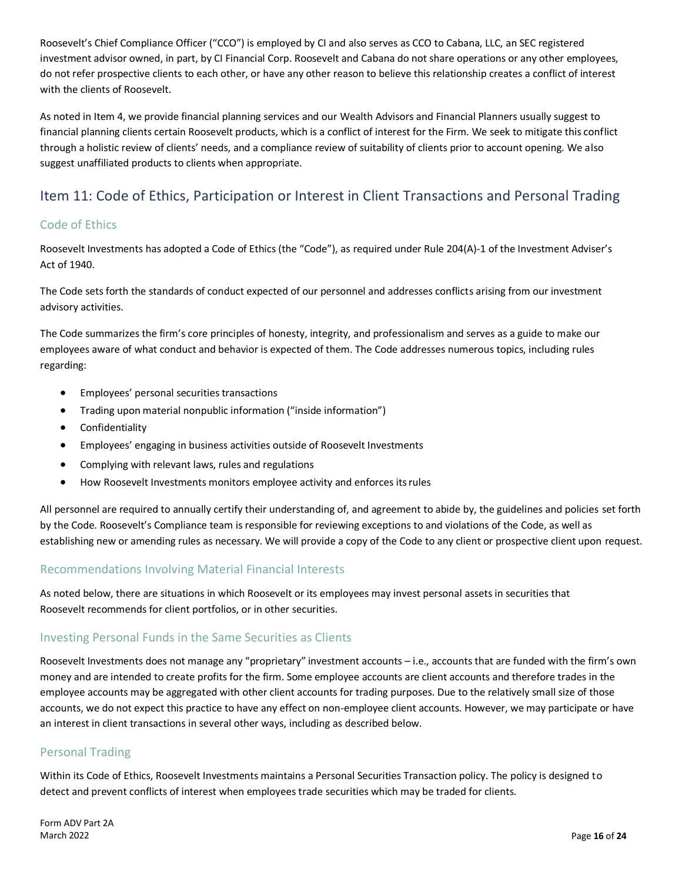Roosevelt's Chief Compliance Officer ("CCO") is employed by CI and also serves as CCO to Cabana, LLC, an SEC registered investment advisor owned, in part, by CI Financial Corp. Roosevelt and Cabana do not share operations or any other employees, do not refer prospective clients to each other, or have any other reason to believe this relationship creates a conflict of interest with the clients of Roosevelt.

As noted in Item 4, we provide financial planning services and our Wealth Advisors and Financial Planners usually suggest to financial planning clients certain Roosevelt products, which is a conflict of interest for the Firm. We seek to mitigate this conflict through a holistic review of clients' needs, and a compliance review of suitability of clients prior to account opening. We also suggest unaffiliated products to clients when appropriate.

## Item 11: Code of Ethics, Participation or Interest in Client Transactions and Personal Trading

### Code of Ethics

Roosevelt Investments has adopted a Code of Ethics (the "Code"), as required under Rule 204(A)-1 of the Investment Adviser's Act of 1940.

The Code sets forth the standards of conduct expected of our personnel and addresses conflicts arising from our investment advisory activities.

The Code summarizes the firm's core principles of honesty, integrity, and professionalism and serves as a guide to make our employees aware of what conduct and behavior is expected of them. The Code addresses numerous topics, including rules regarding:

- Employees' personal securities transactions
- Trading upon material nonpublic information ("inside information")
- Confidentiality
- Employees' engaging in business activities outside of Roosevelt Investments
- Complying with relevant laws, rules and regulations
- How Roosevelt Investments monitors employee activity and enforces its rules

All personnel are required to annually certify their understanding of, and agreement to abide by, the guidelines and policies set forth by the Code. Roosevelt's Compliance team is responsible for reviewing exceptions to and violations of the Code, as well as establishing new or amending rules as necessary. We will provide a copy of the Code to any client or prospective client upon request.

### Recommendations Involving Material Financial Interests

As noted below, there are situations in which Roosevelt or its employees may invest personal assets in securities that Roosevelt recommends for client portfolios, or in other securities.

### Investing Personal Funds in the Same Securities as Clients

Roosevelt Investments does not manage any "proprietary" investment accounts – i.e., accounts that are funded with the firm's own money and are intended to create profits for the firm. Some employee accounts are client accounts and therefore trades in the employee accounts may be aggregated with other client accounts for trading purposes. Due to the relatively small size of those accounts, we do not expect this practice to have any effect on non-employee client accounts. However, we may participate or have an interest in client transactions in several other ways, including as described below.

### Personal Trading

Within its Code of Ethics, Roosevelt Investments maintains a Personal Securities Transaction policy. The policy is designed to detect and prevent conflicts of interest when employees trade securities which may be traded for clients.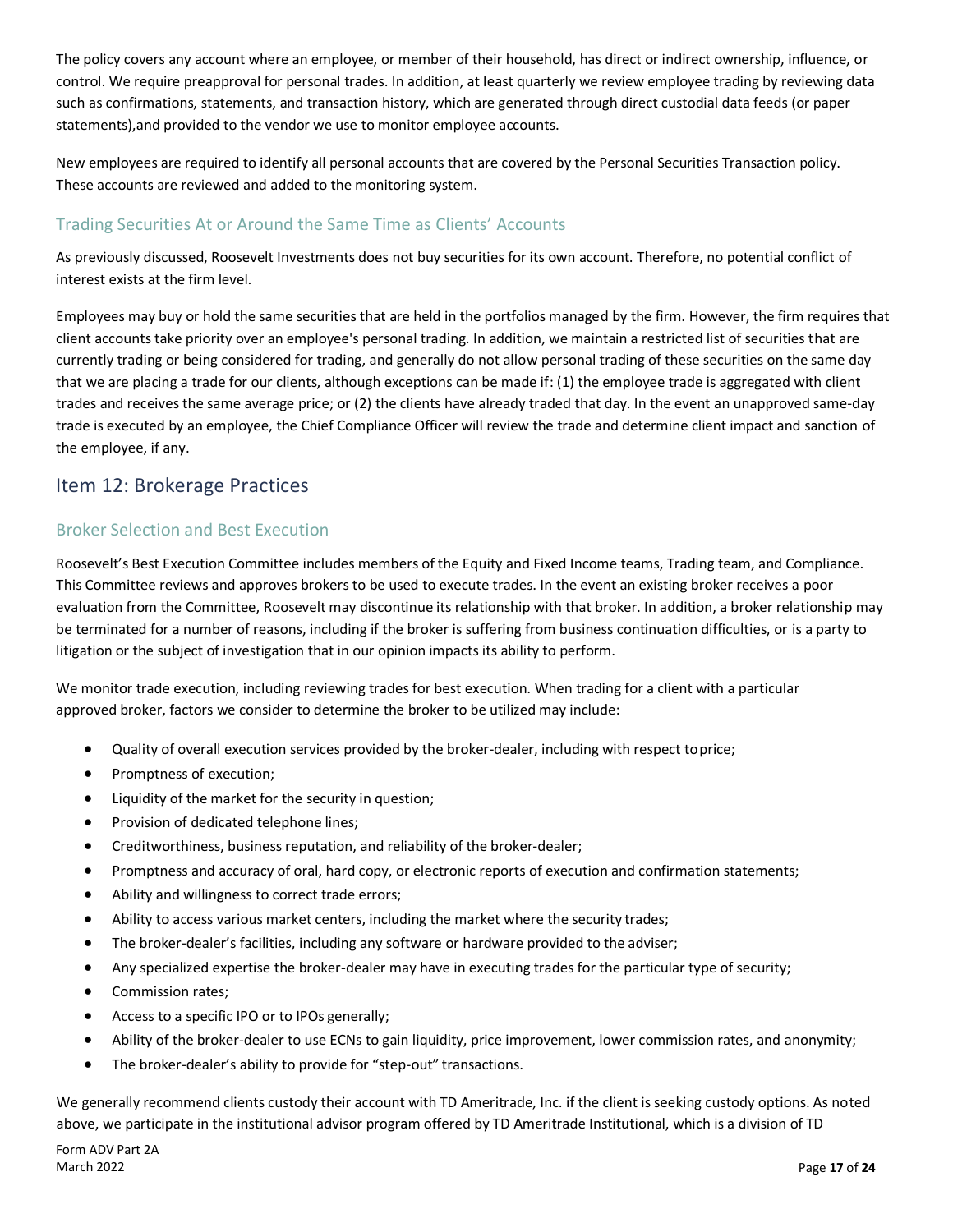The policy covers any account where an employee, or member of their household, has direct or indirect ownership, influence, or control. We require preapproval for personal trades. In addition, at least quarterly we review employee trading by reviewing data such as confirmations, statements, and transaction history, which are generated through direct custodial data feeds (or paper statements),and provided to the vendor we use to monitor employee accounts.

New employees are required to identify all personal accounts that are covered by the Personal Securities Transaction policy. These accounts are reviewed and added to the monitoring system.

### Trading Securities At or Around the Same Time as Clients' Accounts

As previously discussed, Roosevelt Investments does not buy securities for its own account. Therefore, no potential conflict of interest exists at the firm level.

Employees may buy or hold the same securities that are held in the portfolios managed by the firm. However, the firm requires that client accounts take priority over an employee's personal trading. In addition, we maintain a restricted list of securities that are currently trading or being considered for trading, and generally do not allow personal trading of these securities on the same day that we are placing a trade for our clients, although exceptions can be made if: (1) the employee trade is aggregated with client trades and receives the same average price; or (2) the clients have already traded that day. In the event an unapproved same-day trade is executed by an employee, the Chief Compliance Officer will review the trade and determine client impact and sanction of the employee, if any.

## Item 12: Brokerage Practices

### Broker Selection and Best Execution

Roosevelt's Best Execution Committee includes members of the Equity and Fixed Income teams, Trading team, and Compliance. This Committee reviews and approves brokers to be used to execute trades. In the event an existing broker receives a poor evaluation from the Committee, Roosevelt may discontinue its relationship with that broker. In addition, a broker relationship may be terminated for a number of reasons, including if the broker is suffering from business continuation difficulties, or is a party to litigation or the subject of investigation that in our opinion impacts its ability to perform.

We monitor trade execution, including reviewing trades for best execution. When trading for a client with a particular approved broker, factors we consider to determine the broker to be utilized may include:

- Quality of overall execution services provided by the broker-dealer, including with respect to price;
- Promptness of execution;
- Liquidity of the market for the security in question;
- Provision of dedicated telephone lines;
- Creditworthiness, business reputation, and reliability of the broker-dealer;
- Promptness and accuracy of oral, hard copy, or electronic reports of execution and confirmation statements;
- Ability and willingness to correct trade errors;
- Ability to access various market centers, including the market where the security trades;
- The broker-dealer's facilities, including any software or hardware provided to the adviser;
- Any specialized expertise the broker-dealer may have in executing trades for the particular type of security;
- Commission rates;
- Access to a specific IPO or to IPOs generally;
- Ability of the broker-dealer to use ECNs to gain liquidity, price improvement, lower commission rates, and anonymity;
- The broker-dealer's ability to provide for "step-out" transactions.

We generally recommend clients custody their account with TD Ameritrade, Inc. if the client is seeking custody options. As noted above, we participate in the institutional advisor program offered by TD Ameritrade Institutional, which is a division of TD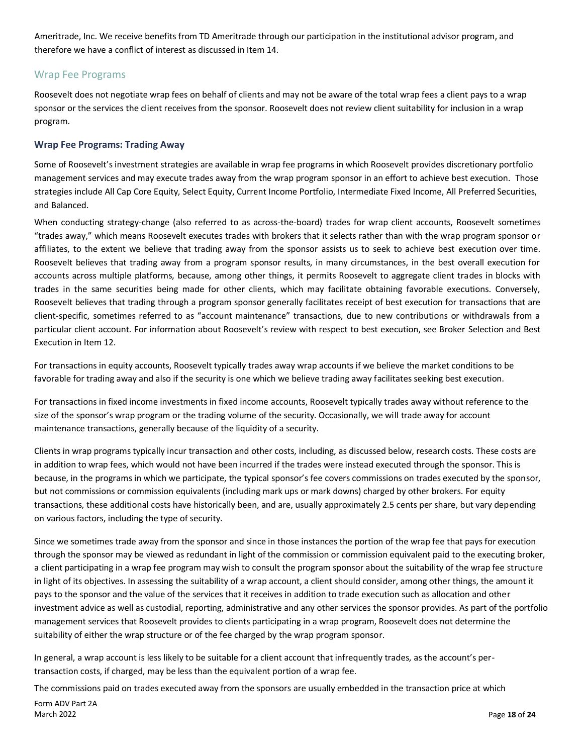Ameritrade, Inc. We receive benefits from TD Ameritrade through our participation in the institutional advisor program, and therefore we have a conflict of interest as discussed in Item 14.

## Wrap Fee Programs

Roosevelt does not negotiate wrap fees on behalf of clients and may not be aware of the total wrap fees a client pays to a wrap sponsor or the services the client receives from the sponsor. Roosevelt does not review client suitability for inclusion in a wrap program.

### Wrap Fee Programs: Trading Away

Some of Roosevelt's investment strategies are available in wrap fee programs in which Roosevelt provides discretionary portfolio management services and may execute trades away from the wrap program sponsor in an effort to achieve best execution. Those strategies include All Cap Core Equity, Select Equity, Current Income Portfolio, Intermediate Fixed Income, All Preferred Securities, and Balanced.

When conducting strategy-change (also referred to as across-the-board) trades for wrap client accounts, Roosevelt sometimes "trades away," which means Roosevelt executes trades with brokers that it selects rather than with the wrap program sponsor or affiliates, to the extent we believe that trading away from the sponsor assists us to seek to achieve best execution over time. Roosevelt believes that trading away from a program sponsor results, in many circumstances, in the best overall execution for accounts across multiple platforms, because, among other things, it permits Roosevelt to aggregate client trades in blocks with trades in the same securities being made for other clients, which may facilitate obtaining favorable executions. Conversely, Roosevelt believes that trading through a program sponsor generally facilitates receipt of best execution for transactions that are client-specific, sometimes referred to as "account maintenance" transactions, due to new contributions or withdrawals from a particular client account. For information about Roosevelt's review with respect to best execution, see Broker Selection and Best Execution in Item 12.

For transactions in equity accounts, Roosevelt typically trades away wrap accounts if we believe the market conditions to be favorable for trading away and also if the security is one which we believe trading away facilitates seeking best execution.

For transactions in fixed income investments in fixed income accounts, Roosevelt typically trades away without reference to the size of the sponsor's wrap program or the trading volume of the security. Occasionally, we will trade away for account maintenance transactions, generally because of the liquidity of a security.

Clients in wrap programs typically incur transaction and other costs, including, as discussed below, research costs. These costs are in addition to wrap fees, which would not have been incurred if the trades were instead executed through the sponsor. This is because, in the programs in which we participate, the typical sponsor's fee covers commissions on trades executed by the sponsor, but not commissions or commission equivalents (including mark ups or mark downs) charged by other brokers. For equity transactions, these additional costs have historically been, and are, usually approximately 2.5 cents per share, but vary depending on various factors, including the type of security.

Since we sometimes trade away from the sponsor and since in those instances the portion of the wrap fee that pays for execution through the sponsor may be viewed as redundant in light of the commission or commission equivalent paid to the executing broker, a client participating in a wrap fee program may wish to consult the program sponsor about the suitability of the wrap fee structure in light of its objectives. In assessing the suitability of a wrap account, a client should consider, among other things, the amount it pays to the sponsor and the value of the services that it receives in addition to trade execution such as allocation and other investment advice as well as custodial, reporting, administrative and any other services the sponsor provides. As part of the portfolio management services that Roosevelt provides to clients participating in a wrap program, Roosevelt does not determine the suitability of either the wrap structure or of the fee charged by the wrap program sponsor.

In general, a wrap account is less likely to be suitable for a client account that infrequently trades, as the account's per-transaction costs, if charged, may be less than the equivalent portion of a wrap fee.

The commissions paid on trades executed away from the sponsors are usually embedded in the transaction price at which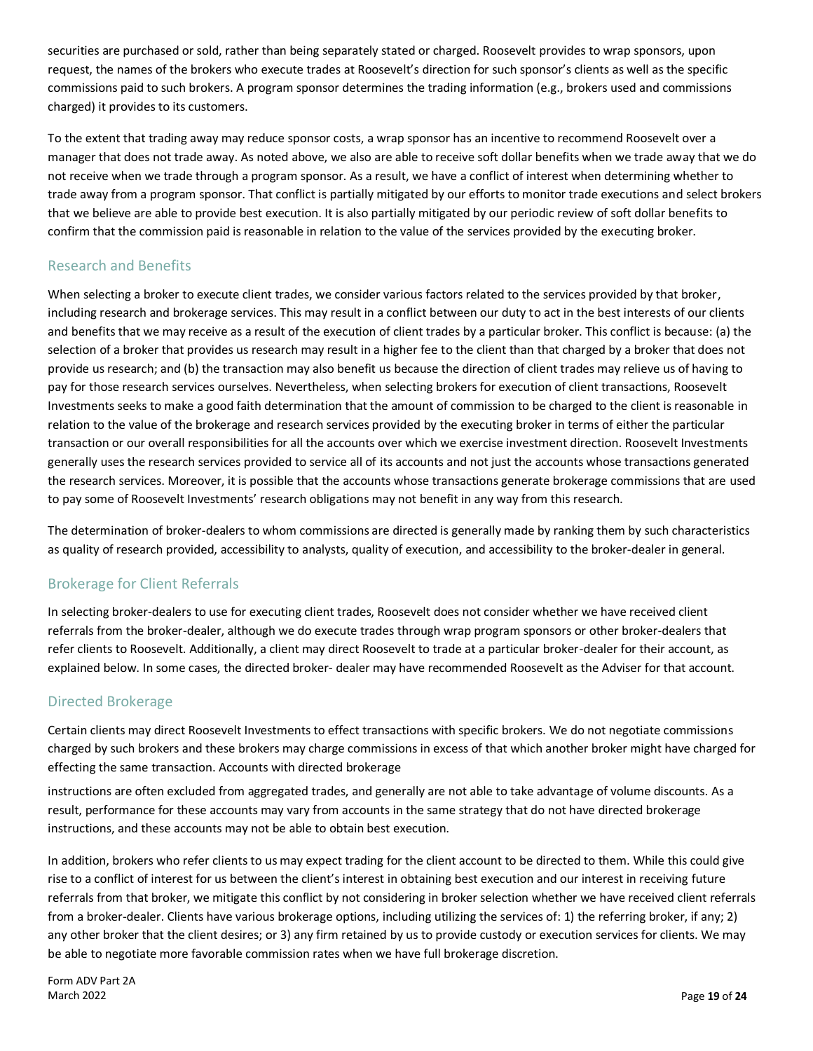securities are purchased or sold, rather than being separately stated or charged. Roosevelt provides to wrap sponsors, upon request, the names of the brokers who execute trades at Roosevelt's direction for such sponsor's clients as well as the specific commissions paid to such brokers. A program sponsor determines the trading information (e.g., brokers used and commissions charged) it provides to its customers.

To the extent that trading away may reduce sponsor costs, a wrap sponsor has an incentive to recommend Roosevelt over a manager that does not trade away. As noted above, we also are able to receive soft dollar benefits when we trade away that we do not receive when we trade through a program sponsor. As a result, we have a conflict of interest when determining whether to trade away from a program sponsor. That conflict is partially mitigated by our efforts to monitor trade executions and select brokers that we believe are able to provide best execution. It is also partially mitigated by our periodic review of soft dollar benefits to confirm that the commission paid is reasonable in relation to the value of the services provided by the executing broker.

## Research and Benefits

When selecting a broker to execute client trades, we consider various factors related to the services provided by that broker, including research and brokerage services. This may result in a conflict between our duty to act in the best interests of our clients and benefits that we may receive as a result of the execution of client trades by a particular broker. This conflict is because: (a) the selection of a broker that provides us research may result in a higher fee to the client than that charged by a broker that does not provide us research; and (b) the transaction may also benefit us because the direction of client trades may relieve us of having to pay for those research services ourselves. Nevertheless, when selecting brokers for execution of client transactions, Roosevelt Investments seeks to make a good faith determination that the amount of commission to be charged to the client is reasonable in relation to the value of the brokerage and research services provided by the executing broker in terms of either the particular transaction or our overall responsibilities for all the accounts over which we exercise investment direction. Roosevelt Investments generally uses the research services provided to service all of its accounts and not just the accounts whose transactions generated the research services. Moreover, it is possible that the accounts whose transactions generate brokerage commissions that are used to pay some of Roosevelt Investments' research obligations may not benefit in any way from this research.

The determination of broker-dealers to whom commissions are directed is generally made by ranking them by such characteristics as quality of research provided, accessibility to analysts, quality of execution, and accessibility to the broker-dealer in general.

## Brokerage for Client Referrals

In selecting broker-dealers to use for executing client trades, Roosevelt does not consider whether we have received client referrals from the broker-dealer, although we do execute trades through wrap program sponsors or other broker-dealers that refer clients to Roosevelt. Additionally, a client may direct Roosevelt to trade at a particular broker-dealer for their account, as explained below. In some cases, the directed broker- dealer may have recommended Roosevelt as the Adviser for that account.

## Directed Brokerage

Certain clients may direct Roosevelt Investments to effect transactions with specific brokers. We do not negotiate commissions charged by such brokers and these brokers may charge commissions in excess of that which another broker might have charged for effecting the same transaction. Accounts with directed brokerage instructions are often excluded from aggregated trades, and generally are not able to take advantage of volume discounts. As a result, performance for these accounts may vary from accounts in the same strategy that do not have directed brokerage instructions, and these accounts may not be able to obtain best execution.

In addition, brokers who refer clients to us may expect trading for the client account to be directed to them. While this could give rise to a conflict of interest for us between the client's interest in obtaining best execution and our interest in receiving future referrals from that broker, we mitigate this conflict by not considering in broker selection whether we have received client referrals from a broker-dealer. Clients have various brokerage options, including utilizing the services of: 1) the referring broker, if any; 2) any other broker that the client desires; or 3) any firm retained by us to provide custody or execution services for clients. We may be able to negotiate more favorable commission rates when we have full brokerage discretion.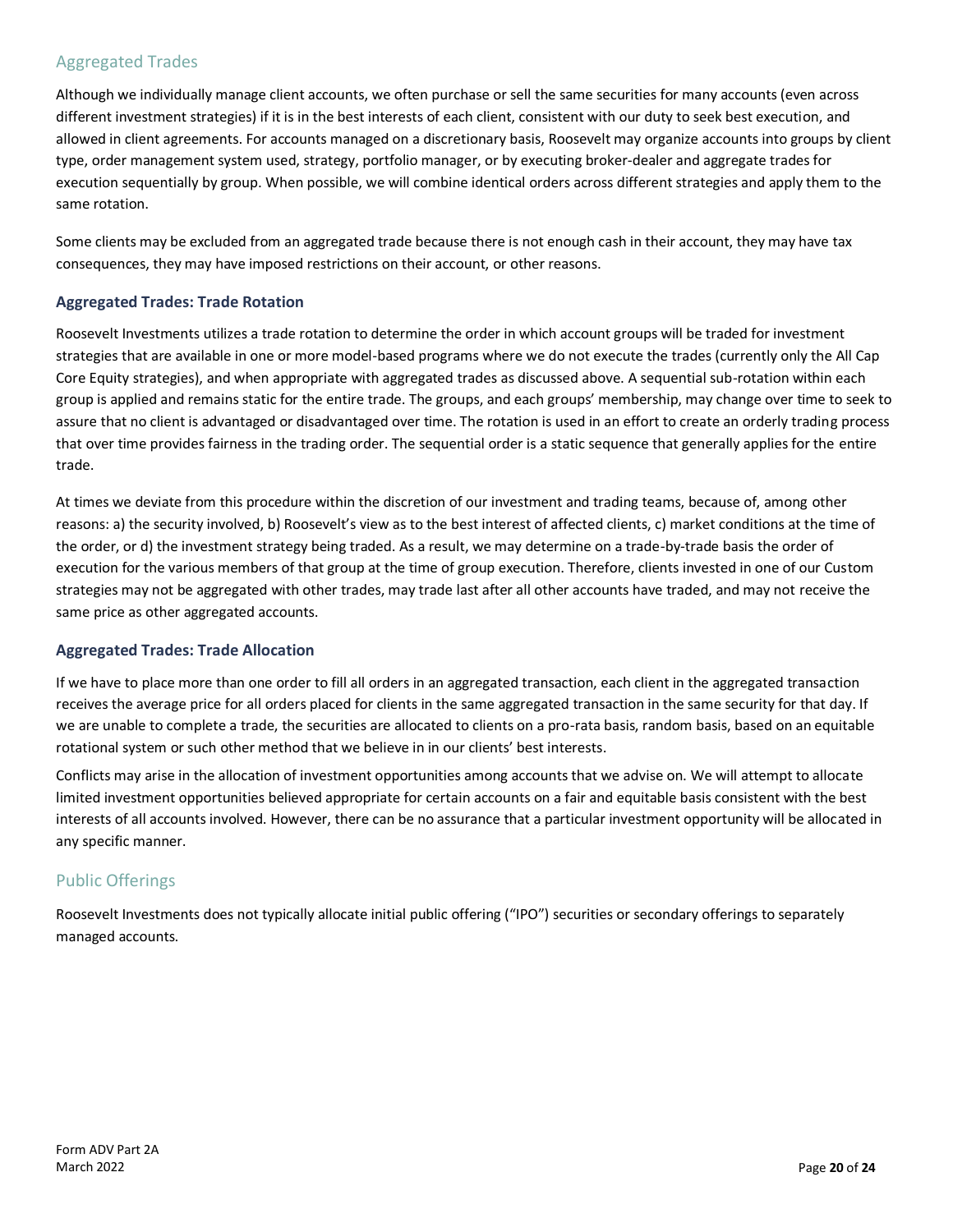## Aggregated Trades

Although we individually manage client accounts, we often purchase or sell the same securities for many accounts (even across different investment strategies) if it is in the best interests of each client, consistent with our duty to seek best execution, and allowed in client agreements. For accounts managed on a discretionary basis, Roosevelt may organize accounts into groups by client type, order management system used, strategy, portfolio manager, or by executing broker-dealer and aggregate trades for execution sequentially by group. When possible, we will combine identical orders across different strategies and apply them to the same rotation.

Some clients may be excluded from an aggregated trade because there is not enough cash in their account, they may have tax consequences, they may have imposed restrictions on their account, or other reasons.

### Aggregated Trades: Trade Rotation

Roosevelt Investments utilizes a trade rotation to determine the order in which account groups will be traded for investment strategies that are available in one or more model-based programs where we do not execute the trades (currently only the All Cap Core Equity strategies), and when appropriate with aggregated trades as discussed above. A sequential sub-rotation within each group is applied and remains static for the entire trade. The groups, and each groups' membership, may change over time to seek to assure that no client is advantaged or disadvantaged over time. The rotation is used in an effort to create an orderly trading process that over time provides fairness in the trading order. The sequential order is a static sequence that generally applies for the entire trade.

At times we deviate from this procedure within the discretion of our investment and trading teams, because of, among other reasons: a) the security involved, b) Roosevelt's view as to the best interest of affected clients, c) market conditions at the time of the order, or d) the investment strategy being traded. As a result, we may determine on a trade-by-trade basis the order of execution for the various members of that group at the time of group execution. Therefore, clients invested in one of our Custom strategies may not be aggregated with other trades, may trade last after all other accounts have traded, and may not receive the same price as other aggregated accounts.

### Aggregated Trades: Trade Allocation

If we have to place more than one order to fill all orders in an aggregated transaction, each client in the aggregated transaction receives the average price for all orders placed for clients in the same aggregated transaction in the same security for that day. If we are unable to complete a trade, the securities are allocated to clients on a pro-rata basis, random basis, based on an equitable rotational system or such other method that we believe in in our clients' best interests.

Conflicts may arise in the allocation of investment opportunities among accounts that we advise on. We will attempt to allocate limited investment opportunities believed appropriate for certain accounts on a fair and equitable basis consistent with the best interests of all accounts involved. However, there can be no assurance that a particular investment opportunity will be allocated in any specific manner.

## Public Offerings

Roosevelt Investments does not typically allocate initial public offering ("IPO") securities or secondary offerings to separately managed accounts.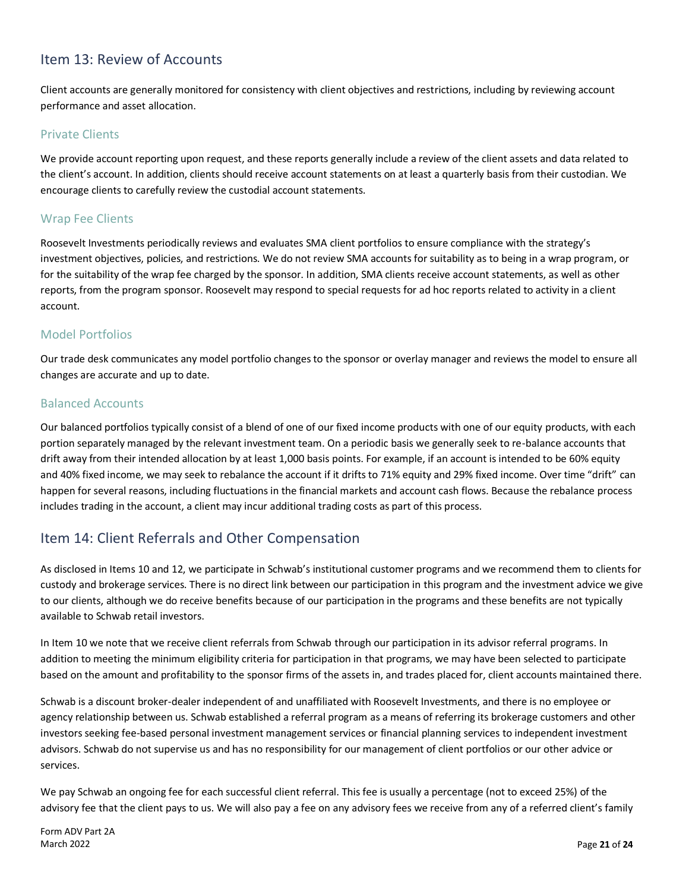## Item 13: Review of Accounts

Client accounts are generally monitored for consistency with client objectives and restrictions, including by reviewing account performance and asset allocation.

### Private Clients

We provide account reporting upon request, and these reports generally include a review of the client assets and data related to the client's account. In addition, clients should receive account statements on at least a quarterly basis from their custodian. We encourage clients to carefully review the custodial account statements.

### Wrap Fee Clients

Roosevelt Investments periodically reviews and evaluates SMA client portfolios to ensure compliance with the strategy's investment objectives, policies, and restrictions. We do not review SMA accounts for suitability as to being in a wrap program, or for the suitability of the wrap fee charged by the sponsor. In addition, SMA clients receive account statements, as well as other reports, from the program sponsor. Roosevelt may respond to special requests for ad hoc reports related to activity in a client account.

### Model Portfolios

Our trade desk communicates any model portfolio changes to the sponsor or overlay manager and reviews the model to ensure all changes are accurate and up to date.

### Balanced Accounts

Our balanced portfolios typically consist of a blend of one of our fixed income products with one of our equity products, with each portion separately managed by the relevant investment team. On a periodic basis we generally seek to re-balance accounts that drift away from their intended allocation by at least 1,000 basis points. For example, if an account is intended to be 60% equity and 40% fixed income, we may seek to rebalance the account if it drifts to 71% equity and 29% fixed income. Over time "drift" can happen for several reasons, including fluctuations in the financial markets and account cash flows. Because the rebalance process includes trading in the account, a client may incur additional trading costs as part of this process.

## Item 14: Client Referrals and Other Compensation

As disclosed in Items 10 and 12, we participate in Schwab's institutional customer programs and we recommend them to clients for custody and brokerage services. There is no direct link between our participation in this program and the investment advice we give to our clients, although we do receive benefits because of our participation in the programs and these benefits are not typically available to Schwab retail investors.

In Item 10 we note that we receive client referrals from Schwab through our participation in its advisor referral programs. In addition to meeting the minimum eligibility criteria for participation in that programs, we may have been selected to participate based on the amount and profitability to the sponsor firms of the assets in, and trades placed for, client accounts maintained there.

Schwab is a discount broker-dealer independent of and unaffiliated with Roosevelt Investments, and there is no employee or agency relationship between us. Schwab established a referral program as a means of referring its brokerage customers and other investors seeking fee-based personal investment management services or financial planning services to independent investment advisors. Schwab do not supervise us and has no responsibility for our management of client portfolios or our other advice or services.

We pay Schwab an ongoing fee for each successful client referral. This fee is usually a percentage (not to exceed 25%) of the advisory fee that the client pays to us. We will also pay a fee on any advisory fees we receive from any of a referred client's family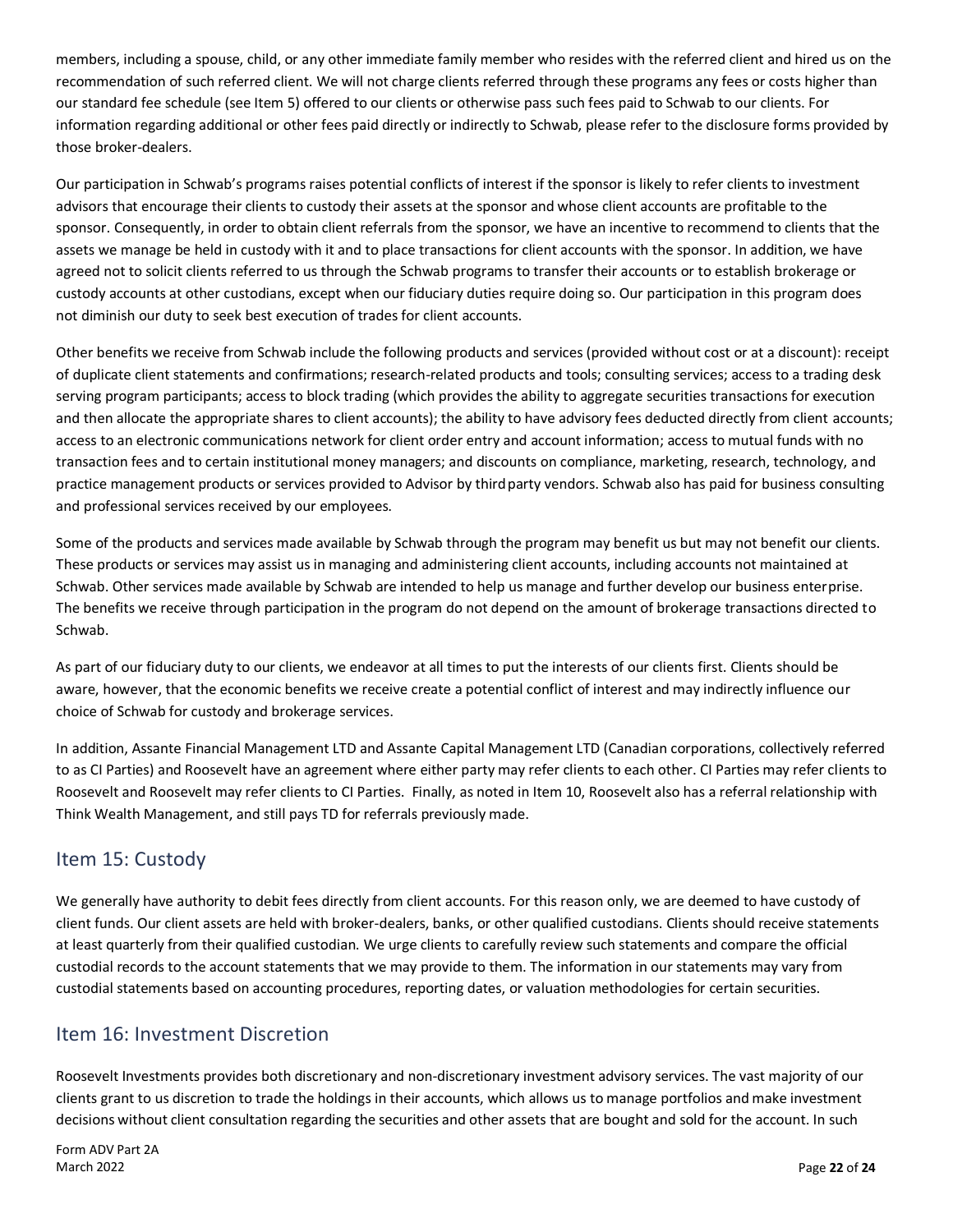members, including a spouse, child, or any other immediate family member who resides with the referred client and hired us on the recommendation of such referred client. We will not charge clients referred through these programs any fees or costs higher than our standard fee schedule (see Item 5) offered to our clients or otherwise pass such fees paid to Schwab to our clients. For information regarding additional or other fees paid directly or indirectly to Schwab, please refer to the disclosure forms provided by those broker-dealers.

Our participation in Schwab's programs raises potential conflicts of interest if the sponsor is likely to refer clients to investment advisors that encourage their clients to custody their assets at the sponsor and whose client accounts are profitable to the sponsor. Consequently, in order to obtain client referrals from the sponsor, we have an incentive to recommend to clients that the assets we manage be held in custody with it and to place transactions for client accounts with the sponsor. In addition, we have agreed not to solicit clients referred to us through the Schwab programs to transfer their accounts or to establish brokerage or custody accounts at other custodians, except when our fiduciary duties require doing so. Our participation in this program does not diminish our duty to seek best execution of trades for client accounts.

Other benefits we receive from Schwab include the following products and services (provided without cost or at a discount): receipt of duplicate client statements and confirmations; research-related products and tools; consulting services; access to a trading desk serving program participants; access to block trading (which provides the ability to aggregate securities transactions for execution and then allocate the appropriate shares to client accounts); the ability to have advisory fees deducted directly from client accounts; access to an electronic communications network for client order entry and account information; access to mutual funds with no transaction fees and to certain institutional money managers; and discounts on compliance, marketing, research, technology, and practice management products or services provided to Advisor by third party vendors. Schwab also has paid for business consulting and professional services received by our employees.

Some of the products and services made available by Schwab through the program may benefit us but may not benefit our clients. These products or services may assist us in managing and administering client accounts, including accounts not maintained at Schwab. Other services made available by Schwab are intended to help us manage and further develop our business enterprise. The benefits we receive through participation in the program do not depend on the amount of brokerage transactions directed to Schwab.

As part of our fiduciary duty to our clients, we endeavor at all times to put the interests of our clients first. Clients should be aware, however, that the economic benefits we receive create a potential conflict of interest and may indirectly influence our choice of Schwab for custody and brokerage services.

In addition, Assante Financial Management LTD and Assante Capital Management LTD (Canadian corporations, collectively referred to as CI Parties) and Roosevelt have an agreement where either party may refer clients to each other. CI Parties may refer clients to Roosevelt and Roosevelt may refer clients to CI Parties. Finally, as noted in Item 10, Roosevelt also has a referral relationship with Think Wealth Management, and still pays TD for referrals previously made.

## Item 15: Custody

We generally have authority to debit fees directly from client accounts. For this reason only, we are deemed to have custody of client funds. Our client assets are held with broker-dealers, banks, or other qualified custodians. Clients should receive statements at least quarterly from their qualified custodian. We urge clients to carefully review such statements and compare the official custodial records to the account statements that we may provide to them. The information in our statements may vary from custodial statements based on accounting procedures, reporting dates, or valuation methodologies for certain securities.

## Item 16: Investment Discretion

Roosevelt Investments provides both discretionary and non-discretionary investment advisory services. The vast majority of our clients grant to us discretion to trade the holdings in their accounts, which allows us to manage portfolios and make investment decisions without client consultation regarding the securities and other assets that are bought and sold for the account. In such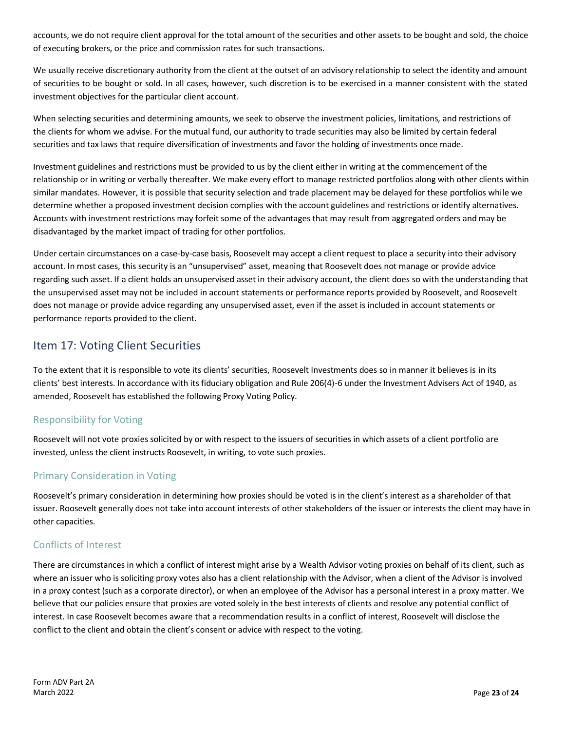accounts, we do not require client approval for the total amount of the securities and other assets to be bought and sold, the choice of executing brokers, or the price and commission rates for such transactions.

We usually receive discretionary authority from the client at the outset of an advisory relationship to select the identity and amount of securities to be bought or sold. In all cases, however, such discretion is to be exercised in a manner consistent with the stated investment objectives for the particular client account.

When selecting securities and determining amounts, we seek to observe the investment policies, limitations, and restrictions of the clients for whom we advise. For the mutual fund, our authority to trade securities may also be limited by certain federal securities and tax laws that require diversification of investments and favor the holding of investments once made.

Investment guidelines and restrictions must be provided to us by the client either in writing at the commencement of the relationship or in writing or verbally thereafter. We make every effort to manage restricted portfolios along with other clients within similar mandates. However, it is possible that security selection and trade placement may be delayed for these portfolios while we determine whether a proposed investment decision complies with the account guidelines and restrictions or identify alternatives. Accounts with investment restrictions may forfeit some of the advantages that may result from aggregated orders and may be disadvantaged by the market impact of trading for other portfolios.

Under certain circumstances on a case-by-case basis, Roosevelt may accept a client request to place a security into their advisory account. In most cases, this security is an "unsupervised" asset, meaning that Roosevelt does not manage or provide advice regarding such asset. If a client holds an unsupervised asset in their advisory account, the client does so with the understanding that the unsupervised asset may not be included in account statements or performance reports provided by Roosevelt, and Roosevelt does not manage or provide advice regarding any unsupervised asset, even if the asset is included in account statements or performance reports provided to the client.

## Item 17: Voting Client Securities

To the extent that it is responsible to vote its clients' securities, Roosevelt Investments does so in manner it believes is in its clients' best interests. In accordance with its fiduciary obligation and Rule 206(4)-6 under the Investment Advisers Act of 1940, as amended, Roosevelt has established the following Proxy Voting Policy.

### Responsibility for Voting

Roosevelt will not vote proxies solicited by or with respect to the issuers of securities in which assets of a client portfolio are invested, unless the client instructs Roosevelt, in writing, to vote such proxies.

### Primary Consideration in Voting

Roosevelt's primary consideration in determining how proxies should be voted is in the client's interest as a shareholder of that issuer. Roosevelt generally does not take into account interests of other stakeholders of the issuer or interests the client may have in other capacities.

### Conflicts of Interest

There are circumstances in which a conflict of interest might arise by a Wealth Advisor voting proxies on behalf of its client, such as where an issuer who is soliciting proxy votes also has a client relationship with the Advisor, when a client of the Advisor is involved in a proxy contest (such as a corporate director), or when an employee of the Advisor has a personal interest in a proxy matter. We believe that our policies ensure that proxies are voted solely in the best interests of clients and resolve any potential conflict of interest. In case Roosevelt becomes aware that a recommendation results in a conflict of interest, Roosevelt will disclose the conflict to the client and obtain the client's consent or advice with respect to the voting.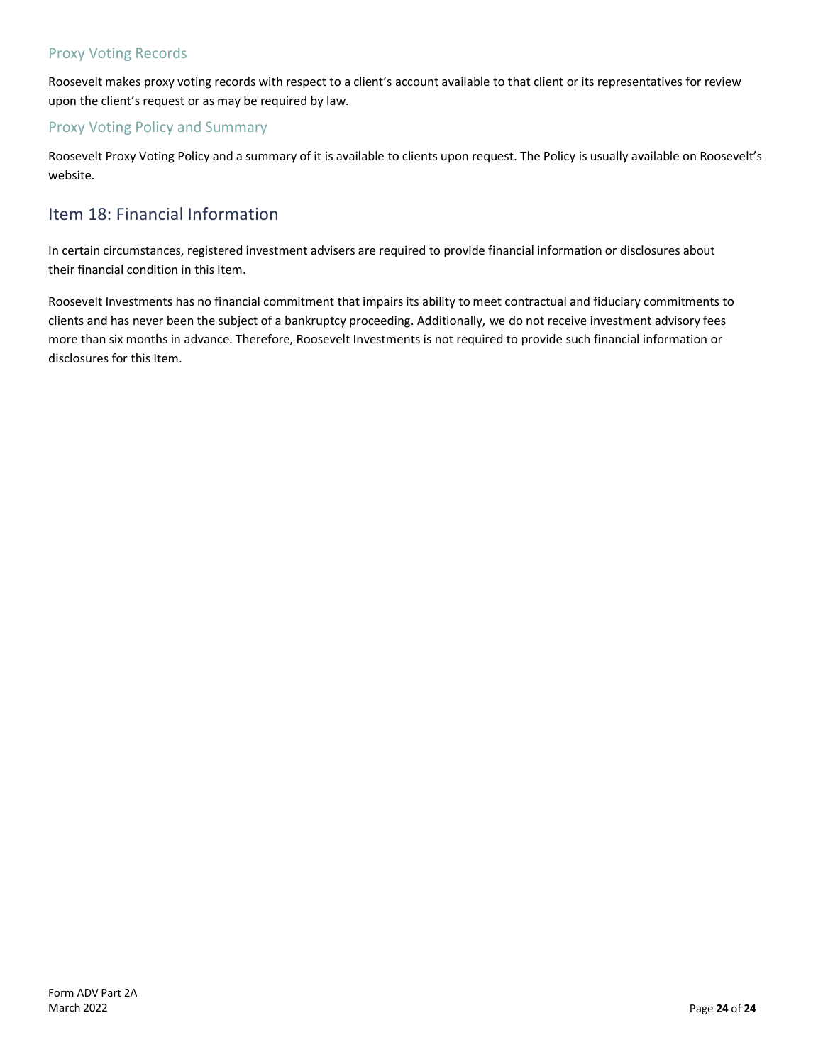### Proxy Voting Records

Roosevelt makes proxy voting records with respect to a client's account available to that client or its representatives for review upon the client's request or as may be required by law.

### Proxy Voting Policy and Summary

Roosevelt Proxy Voting Policy and a summary of it is available to clients upon request. The Policy is usually available on Roosevelt's website.

## Item 18: Financial Information

In certain circumstances, registered investment advisers are required to provide financial information or disclosures about their financial condition in this Item.

Roosevelt Investments has no financial commitment that impairs its ability to meet contractual and fiduciary commitments to clients and has never been the subject of a bankruptcy proceeding. Additionally, we do not receive investment advisory fees more than six months in advance. Therefore, Roosevelt Investments is not required to provide such financial information or disclosures for this Item.